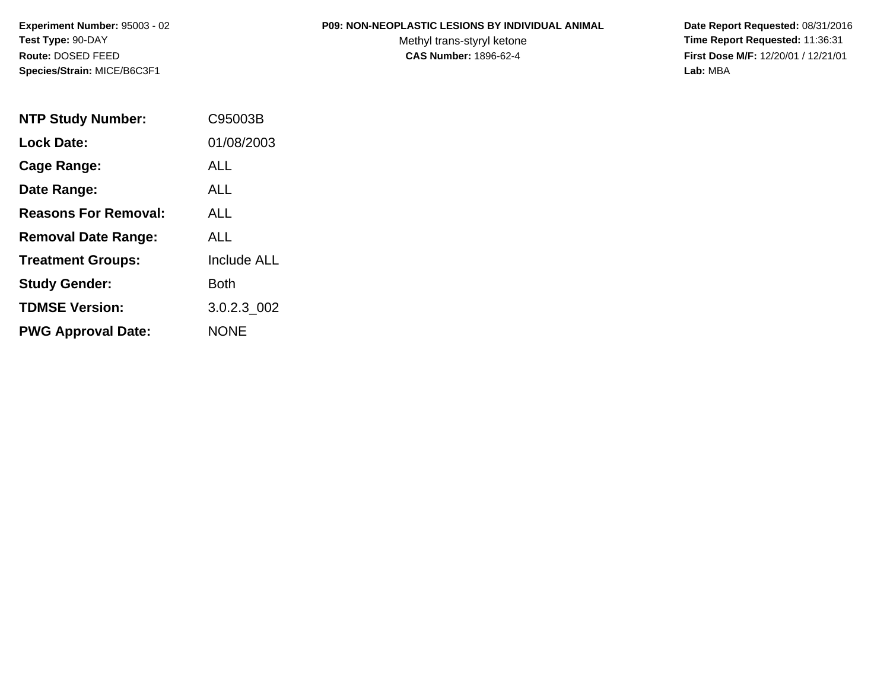**Experiment Number:** 95003 - 02
**Test Type:** 90-DAY
**Route:** DOSED FEED
**Species/Strain:** MICE/B6C3F1

**P09: NON-NEOPLASTIC LESIONS BY INDIVIDUAL ANIMAL**
Methyl trans-styryl ketone
**CAS Number:** 1896-62-4

**Date Report Requested:** 08/31/2016
**Time Report Requested:** 11:36:31
**First Dose M/F:** 12/20/01 / 12/21/01
**Lab:** MBA

| | |
|---|---|
| **NTP Study Number:** | C95003B |
| **Lock Date:** | 01/08/2003 |
| **Cage Range:** | ALL |
| **Date Range:** | ALL |
| **Reasons For Removal:** | ALL |
| **Removal Date Range:** | ALL |
| **Treatment Groups:** | Include ALL |
| **Study Gender:** | Both |
| **TDMSE Version:** | 3.0.2.3_002 |
| **PWG Approval Date:** | NONE |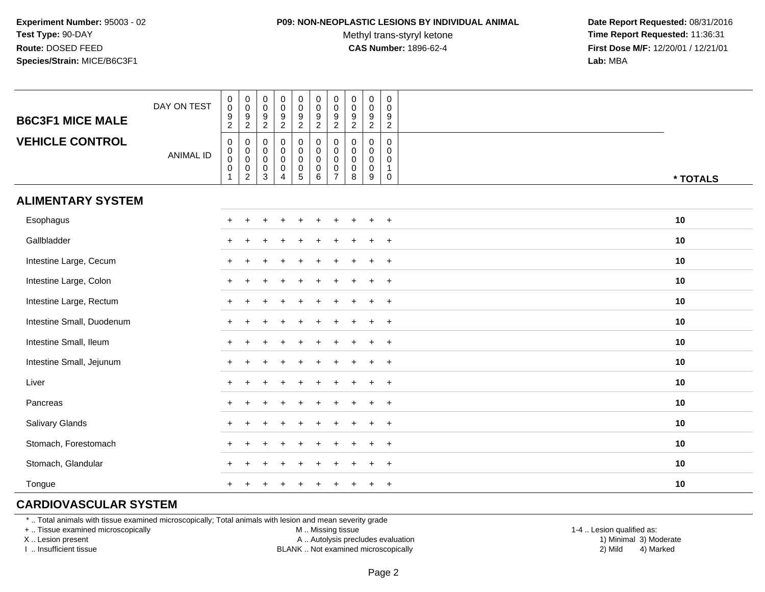**Experiment Number:** 95003 - 02
**Test Type:** 90-DAY
**Route:** DOSED FEED
**Species/Strain:** MICE/B6C3F1

**P09: NON-NEOPLASTIC LESIONS BY INDIVIDUAL ANIMAL**
Methyl trans-styryl ketone
**CAS Number:** 1896-62-4

**Date Report Requested:** 08/31/2016
**Time Report Requested:** 11:36:31
**First Dose M/F:** 12/20/01 / 12/21/01
**Lab:** MBA

## B6C3F1 MICE MALE
## VEHICLE CONTROL

| | | | | | | | | | | | |
|---|---|---|---|---|---|---|---|---|---|---|---|
| DAY ON TEST | 0092 | 0092 | 0092 | 0092 | 0092 | 0092 | 0092 | 0092 | 0092 | 0092 | |
| ANIMAL ID | 00001 | 00002 | 00003 | 00004 | 00005 | 00006 | 00007 | 00008 | 00009 | 00010 | * TOTALS |
| **ALIMENTARY SYSTEM** | | | | | | | | | | | |
| Esophagus | + | + | + | + | + | + | + | + | + | + | **10** |
| Gallbladder | + | + | + | + | + | + | + | + | + | + | **10** |
| Intestine Large, Cecum | + | + | + | + | + | + | + | + | + | + | **10** |
| Intestine Large, Colon | + | + | + | + | + | + | + | + | + | + | **10** |
| Intestine Large, Rectum | + | + | + | + | + | + | + | + | + | + | **10** |
| Intestine Small, Duodenum | + | + | + | + | + | + | + | + | + | + | **10** |
| Intestine Small, Ileum | + | + | + | + | + | + | + | + | + | + | **10** |
| Intestine Small, Jejunum | + | + | + | + | + | + | + | + | + | + | **10** |
| Liver | + | + | + | + | + | + | + | + | + | + | **10** |
| Pancreas | + | + | + | + | + | + | + | + | + | + | **10** |
| Salivary Glands | + | + | + | + | + | + | + | + | + | + | **10** |
| Stomach, Forestomach | + | + | + | + | + | + | + | + | + | + | **10** |
| Stomach, Glandular | + | + | + | + | + | + | + | + | + | + | **10** |
| Tongue | + | + | + | + | + | + | + | + | + | + | **10** |
| **CARDIOVASCULAR SYSTEM** | | | | | | | | | | | |

* .. Total animals with tissue examined microscopically; Total animals with lesion and mean severity grade
+ .. Tissue examined microscopically
X .. Lesion present
I .. Insufficient tissue

M .. Missing tissue
A .. Autolysis precludes evaluation
BLANK .. Not examined microscopically

1-4 .. Lesion qualified as:
1) Minimal 3) Moderate
2) Mild 4) Marked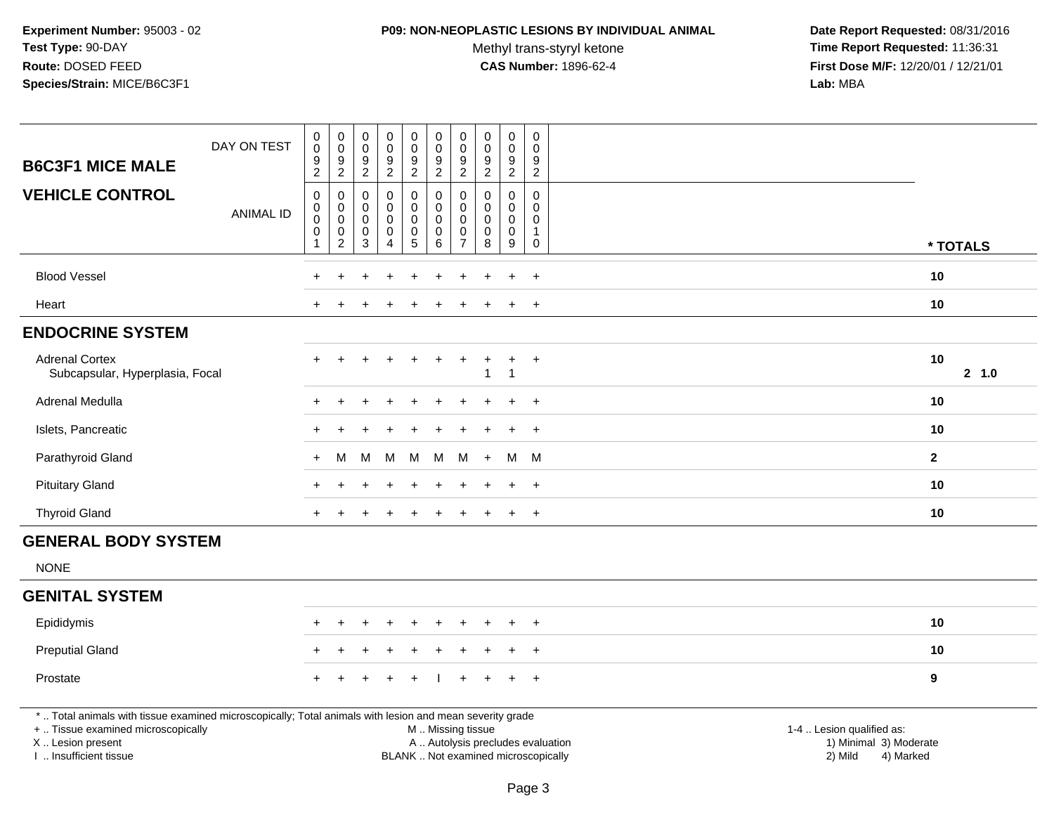**Experiment Number:** 95003 - 02
**Test Type:** 90-DAY
**Route:** DOSED FEED
**Species/Strain:** MICE/B6C3F1

**P09: NON-NEOPLASTIC LESIONS BY INDIVIDUAL ANIMAL**
Methyl trans-styryl ketone
**CAS Number:** 1896-62-4

**Date Report Requested:** 08/31/2016
**Time Report Requested:** 11:36:31
**First Dose M/F:** 12/20/01 / 12/21/01
**Lab:** MBA

## B6C3F1 MICE MALE
## VEHICLE CONTROL

| | 1 | 2 | 3 | 4 | 5 | 6 | 7 | 8 | 9 | 10 | * TOTALS |
|---|---|---|---|---|---|---|---|---|---|---|---|
| DAY ON TEST | 0092 | 0092 | 0092 | 0092 | 0092 | 0092 | 0092 | 0092 | 0092 | 0092 | |
| ANIMAL ID | 00001 | 00002 | 00003 | 00004 | 00005 | 00006 | 00007 | 00008 | 00009 | 00010 | |
| Blood Vessel | + | + | + | + | + | + | + | + | + | + | 10 |
| Heart | + | + | + | + | + | + | + | + | + | + | 10 |
| **ENDOCRINE SYSTEM** | | | | | | | | | | | |
| Adrenal Cortex | + | + | + | + | + | + | + | + | + | + | 10 |
| Subcapsular, Hyperplasia, Focal | | | | | | | | 1 | 1 | | 2 1.0 |
| Adrenal Medulla | + | + | + | + | + | + | + | + | + | + | 10 |
| Islets, Pancreatic | + | + | + | + | + | + | + | + | + | + | 10 |
| Parathyroid Gland | + | M | M | M | M | M | M | + | M | M | 2 |
| Pituitary Gland | + | + | + | + | + | + | + | + | + | + | 10 |
| Thyroid Gland | + | + | + | + | + | + | + | + | + | + | 10 |
| **GENERAL BODY SYSTEM** | | | | | | | | | | | |
| NONE | | | | | | | | | | | |
| **GENITAL SYSTEM** | | | | | | | | | | | |
| Epididymis | + | + | + | + | + | + | + | + | + | + | 10 |
| Preputial Gland | + | + | + | + | + | + | + | + | + | + | 10 |
| Prostate | + | + | + | + | + | I | + | + | + | + | 9 |

* .. Total animals with tissue examined microscopically; Total animals with lesion and mean severity grade
+ .. Tissue examined microscopically
X .. Lesion present
I .. Insufficient tissue
M .. Missing tissue
A .. Autolysis precludes evaluation
BLANK .. Not examined microscopically
1-4 .. Lesion qualified as: 1) Minimal 2) Mild 3) Moderate 4) Marked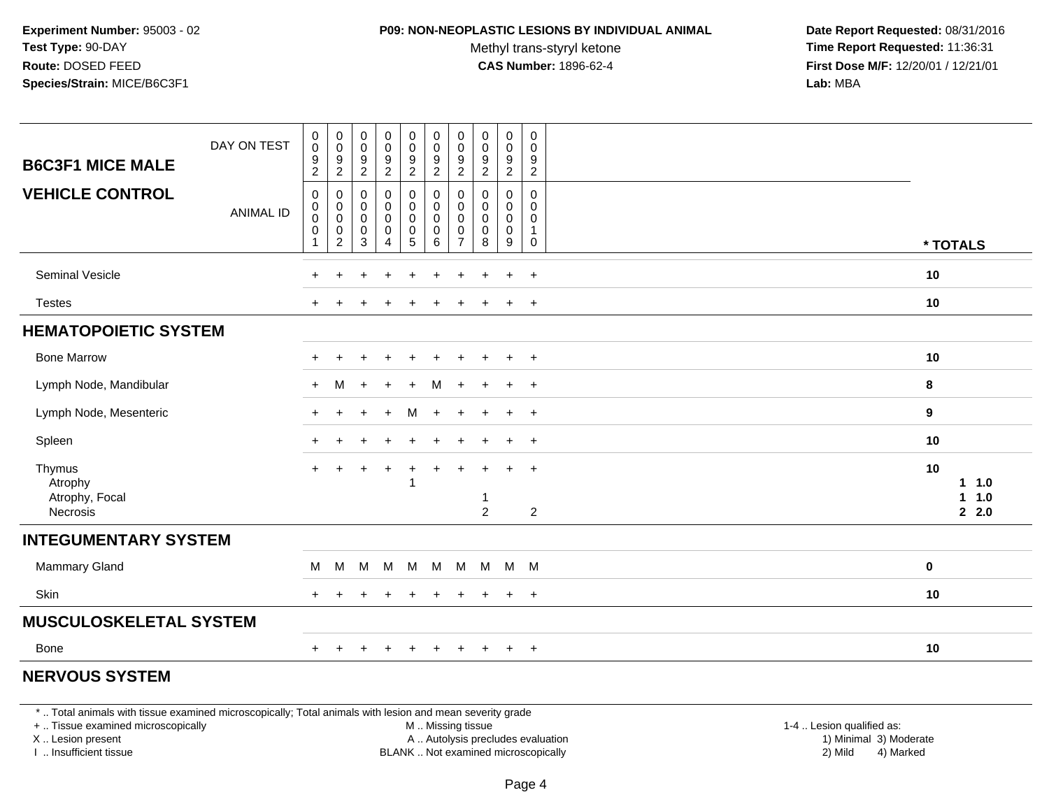**Experiment Number:** 95003 - 02
**Test Type:** 90-DAY
**Route:** DOSED FEED
**Species/Strain:** MICE/B6C3F1

**P09: NON-NEOPLASTIC LESIONS BY INDIVIDUAL ANIMAL**
Methyl trans-styryl ketone
**CAS Number:** 1896-62-4

**Date Report Requested:** 08/31/2016
**Time Report Requested:** 11:36:31
**First Dose M/F:** 12/20/01 / 12/21/01
**Lab:** MBA

| B6C3F1 MICE MALE / VEHICLE CONTROL | | | | | | | | | | | |
|---|---|---|---|---|---|---|---|---|---|---|---|
| DAY ON TEST | 0092 | 0092 | 0092 | 0092 | 0092 | 0092 | 0092 | 0092 | 0092 | 0092 | |
| ANIMAL ID | 00001 | 00002 | 00003 | 00004 | 00005 | 00006 | 00007 | 00008 | 00009 | 00010 | * TOTALS |
| Seminal Vesicle | + | + | + | + | + | + | + | + | + | + | 10 |
| Testes | + | + | + | + | + | + | + | + | + | + | 10 |
| **HEMATOPOIETIC SYSTEM** | | | | | | | | | | | |
| Bone Marrow | + | + | + | + | + | + | + | + | + | + | 10 |
| Lymph Node, Mandibular | + | M | + | + | + | M | + | + | + | + | 8 |
| Lymph Node, Mesenteric | + | + | + | + | M | + | + | + | + | + | 9 |
| Spleen | + | + | + | + | + | + | + | + | + | + | 10 |
| Thymus | + | + | + | + | + | + | + | + | + | + | 10 |
| Atrophy | | | | | 1 | | | | | | 1 1.0 |
| Atrophy, Focal | | | | | | | | 1 | | | 1 1.0 |
| Necrosis | | | | | | | | 2 | | 2 | 2 2.0 |
| **INTEGUMENTARY SYSTEM** | | | | | | | | | | | |
| Mammary Gland | M | M | M | M | M | M | M | M | M | M | 0 |
| Skin | + | + | + | + | + | + | + | + | + | + | 10 |
| **MUSCULOSKELETAL SYSTEM** | | | | | | | | | | | |
| Bone | + | + | + | + | + | + | + | + | + | + | 10 |
| **NERVOUS SYSTEM** | | | | | | | | | | | |

* .. Total animals with tissue examined microscopically; Total animals with lesion and mean severity grade
+ .. Tissue examined microscopically
X .. Lesion present
I .. Insufficient tissue
M .. Missing tissue
A .. Autolysis precludes evaluation
BLANK .. Not examined microscopically
1-4 .. Lesion qualified as:
1) Minimal 3) Moderate
2) Mild 4) Marked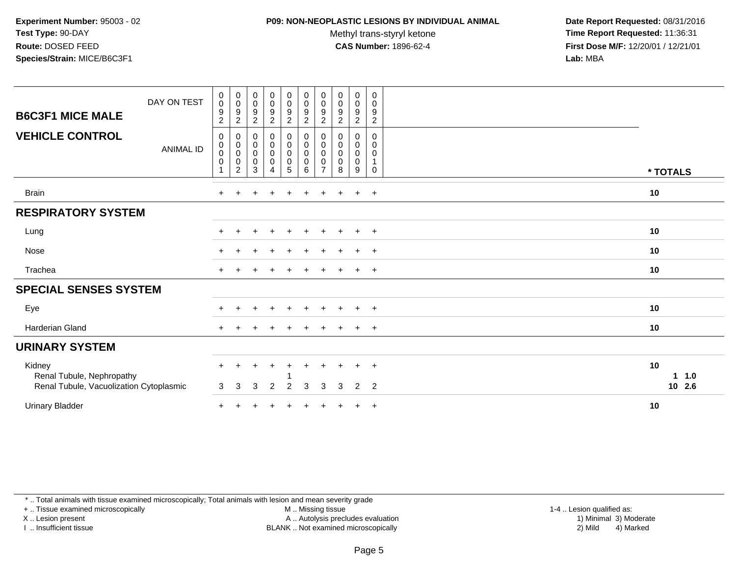**Experiment Number:** 95003 - 02
**Test Type:** 90-DAY
**Route:** DOSED FEED
**Species/Strain:** MICE/B6C3F1

**P09: NON-NEOPLASTIC LESIONS BY INDIVIDUAL ANIMAL**
Methyl trans-styryl ketone
**CAS Number:** 1896-62-4

**Date Report Requested:** 08/31/2016
**Time Report Requested:** 11:36:31
**First Dose M/F:** 12/20/01 / 12/21/01
**Lab:** MBA

| B6C3F1 MICE MALE / VEHICLE CONTROL | | | | | | | | | | | |
|---|---|---|---|---|---|---|---|---|---|---|---|
| DAY ON TEST | 0092 | 0092 | 0092 | 0092 | 0092 | 0092 | 0092 | 0092 | 0092 | 0092 | |
| ANIMAL ID | 00001 | 00002 | 00003 | 00004 | 00005 | 00006 | 00007 | 00008 | 00009 | 00010 | * TOTALS |
| Brain | + | + | + | + | + | + | + | + | + | + | 10 |
| **RESPIRATORY SYSTEM** | | | | | | | | | | | |
| Lung | + | + | + | + | + | + | + | + | + | + | 10 |
| Nose | + | + | + | + | + | + | + | + | + | + | 10 |
| Trachea | + | + | + | + | + | + | + | + | + | + | 10 |
| **SPECIAL SENSES SYSTEM** | | | | | | | | | | | |
| Eye | + | + | + | + | + | + | + | + | + | + | 10 |
| Harderian Gland | + | + | + | + | + | + | + | + | + | + | 10 |
| **URINARY SYSTEM** | | | | | | | | | | | |
| Kidney | + | + | + | + | + | + | + | + | + | + | 10 |
| Renal Tubule, Nephropathy | | | | | 1 | | | | | | 1 1.0 |
| Renal Tubule, Vacuolization Cytoplasmic | 3 | 3 | 3 | 2 | 2 | 3 | 3 | 3 | 2 | 2 | 10 2.6 |
| Urinary Bladder | + | + | + | + | + | + | + | + | + | + | 10 |

* .. Total animals with tissue examined microscopically; Total animals with lesion and mean severity grade
+ .. Tissue examined microscopically
X .. Lesion present
I .. Insufficient tissue
M .. Missing tissue
A .. Autolysis precludes evaluation
BLANK .. Not examined microscopically
1-4 .. Lesion qualified as: 1) Minimal 2) Mild 3) Moderate 4) Marked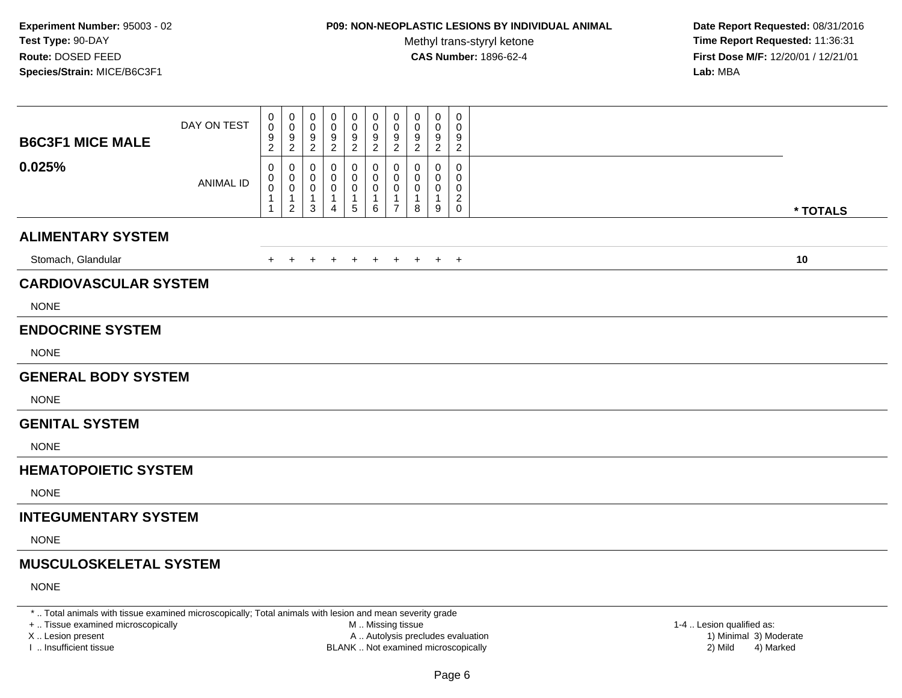**Experiment Number:** 95003 - 02
**Test Type:** 90-DAY
**Route:** DOSED FEED
**Species/Strain:** MICE/B6C3F1

**P09: NON-NEOPLASTIC LESIONS BY INDIVIDUAL ANIMAL**
Methyl trans-styryl ketone
**CAS Number:** 1896-62-4

**Date Report Requested:** 08/31/2016
**Time Report Requested:** 11:36:31
**First Dose M/F:** 12/20/01 / 12/21/01
**Lab:** MBA

| **B6C3F1 MICE MALE** DAY ON TEST | 0092 | 0092 | 0092 | 0092 | 0092 | 0092 | 0092 | 0092 | 0092 | 0092 | |
|---|---|---|---|---|---|---|---|---|---|---|---|
| **0.025%** ANIMAL ID | 00011 | 00012 | 00013 | 00014 | 00015 | 00016 | 00017 | 00018 | 00019 | 00020 | *** TOTALS** |
| **ALIMENTARY SYSTEM** | | | | | | | | | | | |
| Stomach, Glandular | + | + | + | + | + | + | + | + | + | + | **10** |
| **CARDIOVASCULAR SYSTEM** | | | | | | | | | | | |
| NONE | | | | | | | | | | | |
| **ENDOCRINE SYSTEM** | | | | | | | | | | | |
| NONE | | | | | | | | | | | |
| **GENERAL BODY SYSTEM** | | | | | | | | | | | |
| NONE | | | | | | | | | | | |
| **GENITAL SYSTEM** | | | | | | | | | | | |
| NONE | | | | | | | | | | | |
| **HEMATOPOIETIC SYSTEM** | | | | | | | | | | | |
| NONE | | | | | | | | | | | |
| **INTEGUMENTARY SYSTEM** | | | | | | | | | | | |
| NONE | | | | | | | | | | | |
| **MUSCULOSKELETAL SYSTEM** | | | | | | | | | | | |
| NONE | | | | | | | | | | | |

* .. Total animals with tissue examined microscopically; Total animals with lesion and mean severity grade
+ .. Tissue examined microscopically
X .. Lesion present
I .. Insufficient tissue

M .. Missing tissue
A .. Autolysis precludes evaluation
BLANK .. Not examined microscopically

1-4 .. Lesion qualified as:
1) Minimal 3) Moderate
2) Mild 4) Marked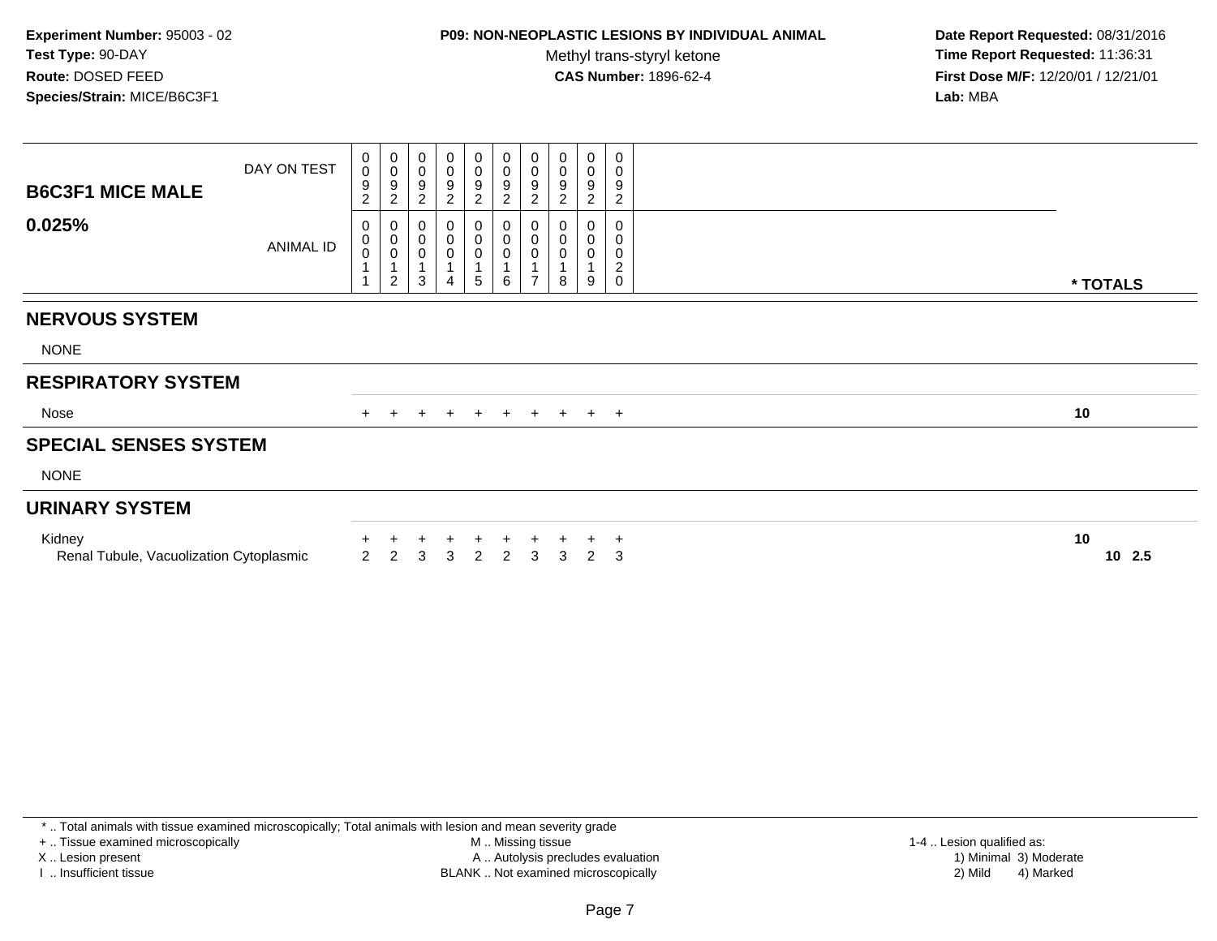**Experiment Number:** 95003 - 02
**Test Type:** 90-DAY
**Route:** DOSED FEED
**Species/Strain:** MICE/B6C3F1

**P09: NON-NEOPLASTIC LESIONS BY INDIVIDUAL ANIMAL**
Methyl trans-styryl ketone
**CAS Number:** 1896-62-4

**Date Report Requested:** 08/31/2016
**Time Report Requested:** 11:36:31
**First Dose M/F:** 12/20/01 / 12/21/01
**Lab:** MBA

| B6C3F1 MICE MALE 0.025% | | | | | | | | | | | | |
|---|---|---|---|---|---|---|---|---|---|---|---|---|
| DAY ON TEST | 0092 | 0092 | 0092 | 0092 | 0092 | 0092 | 0092 | 0092 | 0092 | 0092 | | |
| ANIMAL ID | 00011 | 00012 | 00013 | 00014 | 00015 | 00016 | 00017 | 00018 | 00019 | 00020 | * TOTALS | |
| **NERVOUS SYSTEM** | | | | | | | | | | | | |
| NONE | | | | | | | | | | | | |
| **RESPIRATORY SYSTEM** | | | | | | | | | | | | |
| Nose | + | + | + | + | + | + | + | + | + | + | 10 | |
| **SPECIAL SENSES SYSTEM** | | | | | | | | | | | | |
| NONE | | | | | | | | | | | | |
| **URINARY SYSTEM** | | | | | | | | | | | | |
| Kidney | + | + | + | + | + | + | + | + | + | + | 10 | |
| Renal Tubule, Vacuolization Cytoplasmic | 2 | 2 | 3 | 3 | 2 | 2 | 3 | 3 | 2 | 3 | 10 | 2.5 |

* .. Total animals with tissue examined microscopically; Total animals with lesion and mean severity grade
+ .. Tissue examined microscopically
X .. Lesion present
I .. Insufficient tissue
M .. Missing tissue
A .. Autolysis precludes evaluation
BLANK .. Not examined microscopically
1-4 .. Lesion qualified as:
1) Minimal 2) Mild 3) Moderate 4) Marked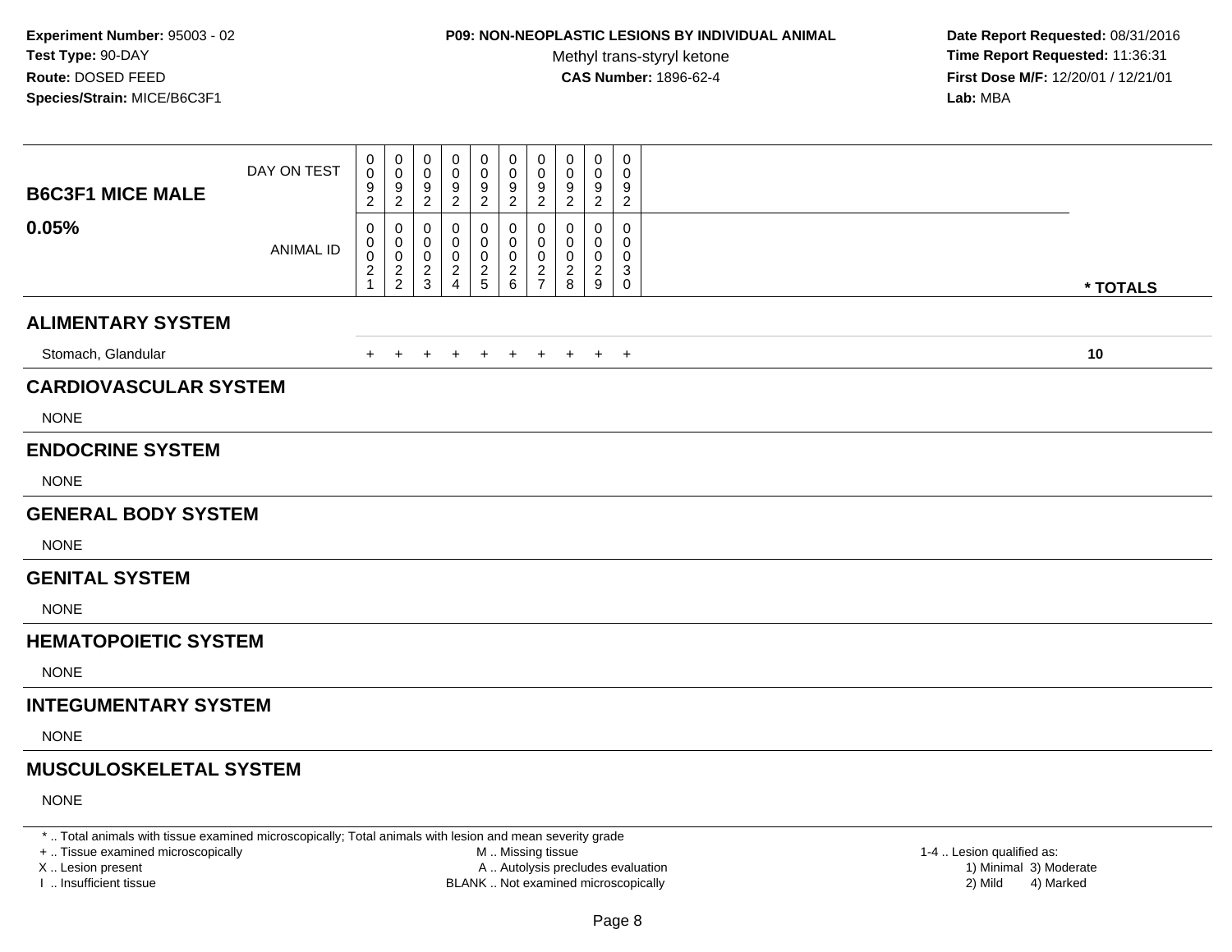**Experiment Number:** 95003 - 02
**Test Type:** 90-DAY
**Route:** DOSED FEED
**Species/Strain:** MICE/B6C3F1

**P09: NON-NEOPLASTIC LESIONS BY INDIVIDUAL ANIMAL**
Methyl trans-styryl ketone
**CAS Number:** 1896-62-4

**Date Report Requested:** 08/31/2016
**Time Report Requested:** 11:36:31
**First Dose M/F:** 12/20/01 / 12/21/01
**Lab:** MBA

| **B6C3F1 MICE MALE** **0.05%** | | | | | | | | | | | |
|---|---|---|---|---|---|---|---|---|---|---|---|
| DAY ON TEST | 0092 | 0092 | 0092 | 0092 | 0092 | 0092 | 0092 | 0092 | 0092 | 0092 | |
| ANIMAL ID | 00021 | 00022 | 00023 | 00024 | 00025 | 00026 | 00027 | 00028 | 00029 | 00030 | **\* TOTALS** |
| **ALIMENTARY SYSTEM** | | | | | | | | | | | |
| Stomach, Glandular | + | + | + | + | + | + | + | + | + | + | **10** |
| **CARDIOVASCULAR SYSTEM** | | | | | | | | | | | |
| NONE | | | | | | | | | | | |
| **ENDOCRINE SYSTEM** | | | | | | | | | | | |
| NONE | | | | | | | | | | | |
| **GENERAL BODY SYSTEM** | | | | | | | | | | | |
| NONE | | | | | | | | | | | |
| **GENITAL SYSTEM** | | | | | | | | | | | |
| NONE | | | | | | | | | | | |
| **HEMATOPOIETIC SYSTEM** | | | | | | | | | | | |
| NONE | | | | | | | | | | | |
| **INTEGUMENTARY SYSTEM** | | | | | | | | | | | |
| NONE | | | | | | | | | | | |
| **MUSCULOSKELETAL SYSTEM** | | | | | | | | | | | |
| NONE | | | | | | | | | | | |

\* .. Total animals with tissue examined microscopically; Total animals with lesion and mean severity grade
+ .. Tissue examined microscopically
X .. Lesion present
I .. Insufficient tissue
M .. Missing tissue
A .. Autolysis precludes evaluation
BLANK .. Not examined microscopically
1-4 .. Lesion qualified as:
1) Minimal 3) Moderate
2) Mild 4) Marked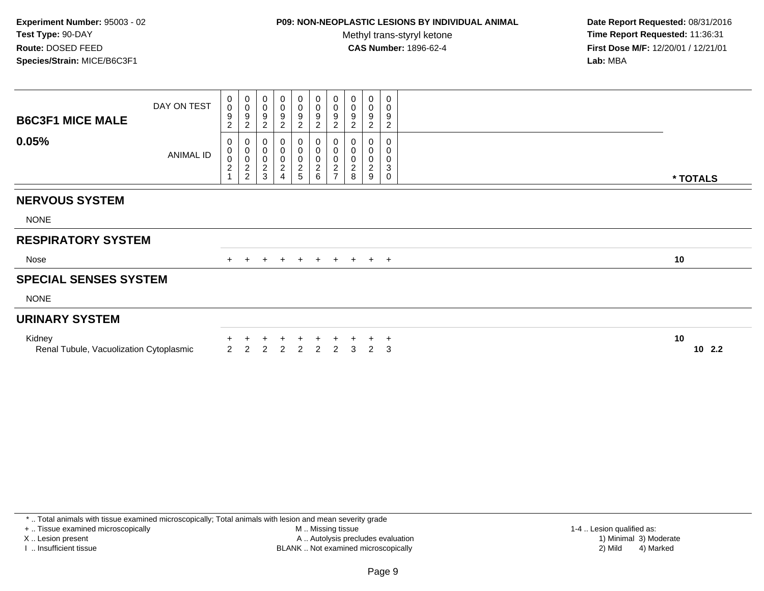**Experiment Number:** 95003 - 02
**Test Type:** 90-DAY
**Route:** DOSED FEED
**Species/Strain:** MICE/B6C3F1

**P09: NON-NEOPLASTIC LESIONS BY INDIVIDUAL ANIMAL**
Methyl trans-styryl ketone
**CAS Number:** 1896-62-4

**Date Report Requested:** 08/31/2016
**Time Report Requested:** 11:36:31
**First Dose M/F:** 12/20/01 / 12/21/01
**Lab:** MBA

| **B6C3F1 MICE MALE** **0.05%** | | | | | | | | | | | |
|---|---|---|---|---|---|---|---|---|---|---|---|
| DAY ON TEST | 0092 | 0092 | 0092 | 0092 | 0092 | 0092 | 0092 | 0092 | 0092 | 0092 | |
| ANIMAL ID | 00021 | 00022 | 00023 | 00024 | 00025 | 00026 | 00027 | 00028 | 00029 | 00030 | *** TOTALS** |
| **NERVOUS SYSTEM** | | | | | | | | | | | |
| NONE | | | | | | | | | | | |
| **RESPIRATORY SYSTEM** | | | | | | | | | | | |
| Nose | + | + | + | + | + | + | + | + | + | + | **10** |
| **SPECIAL SENSES SYSTEM** | | | | | | | | | | | |
| NONE | | | | | | | | | | | |
| **URINARY SYSTEM** | | | | | | | | | | | |
| Kidney | + | + | + | + | + | + | + | + | + | + | **10** |
| Renal Tubule, Vacuolization Cytoplasmic | 2 | 2 | 2 | 2 | 2 | 2 | 2 | 3 | 2 | 3 | **10 2.2** |

* .. Total animals with tissue examined microscopically; Total animals with lesion and mean severity grade
+ .. Tissue examined microscopically
X .. Lesion present
I .. Insufficient tissue

M .. Missing tissue
A .. Autolysis precludes evaluation
BLANK .. Not examined microscopically

1-4 .. Lesion qualified as:
1) Minimal 3) Moderate
2) Mild 4) Marked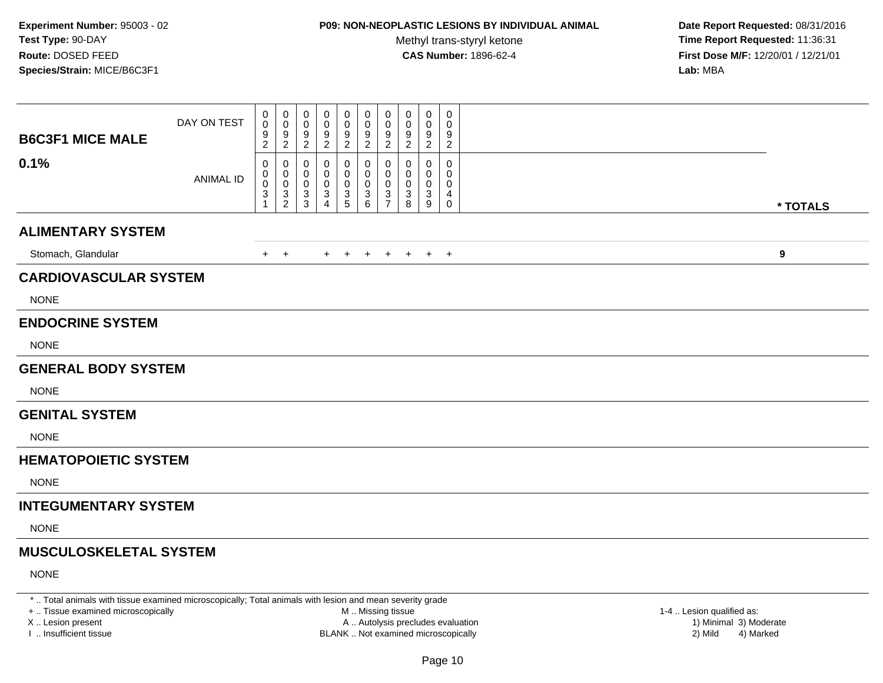**Experiment Number:** 95003 - 02
**Test Type:** 90-DAY
**Route:** DOSED FEED
**Species/Strain:** MICE/B6C3F1

**P09: NON-NEOPLASTIC LESIONS BY INDIVIDUAL ANIMAL**
Methyl trans-styryl ketone
**CAS Number:** 1896-62-4

**Date Report Requested:** 08/31/2016
**Time Report Requested:** 11:36:31
**First Dose M/F:** 12/20/01 / 12/21/01
**Lab:** MBA

| **B6C3F1 MICE MALE** DAY ON TEST | 0092 | 0092 | 0092 | 0092 | 0092 | 0092 | 0092 | 0092 | 0092 | 0092 | |
|---|---|---|---|---|---|---|---|---|---|---|---|
| **0.1%** ANIMAL ID | 00031 | 00032 | 00033 | 00034 | 00035 | 00036 | 00037 | 00038 | 00039 | 00040 | *** TOTALS** |
| **ALIMENTARY SYSTEM** | | | | | | | | | | | |
| Stomach, Glandular | + | + | | + | + | + | + | + | + | + | **9** |
| **CARDIOVASCULAR SYSTEM** | | | | | | | | | | | |
| NONE | | | | | | | | | | | |
| **ENDOCRINE SYSTEM** | | | | | | | | | | | |
| NONE | | | | | | | | | | | |
| **GENERAL BODY SYSTEM** | | | | | | | | | | | |
| NONE | | | | | | | | | | | |
| **GENITAL SYSTEM** | | | | | | | | | | | |
| NONE | | | | | | | | | | | |
| **HEMATOPOIETIC SYSTEM** | | | | | | | | | | | |
| NONE | | | | | | | | | | | |
| **INTEGUMENTARY SYSTEM** | | | | | | | | | | | |
| NONE | | | | | | | | | | | |
| **MUSCULOSKELETAL SYSTEM** | | | | | | | | | | | |
| NONE | | | | | | | | | | | |

* .. Total animals with tissue examined microscopically; Total animals with lesion and mean severity grade
+ .. Tissue examined microscopically
X .. Lesion present
I .. Insufficient tissue

M .. Missing tissue
A .. Autolysis precludes evaluation
BLANK .. Not examined microscopically

1-4 .. Lesion qualified as:
1) Minimal 3) Moderate
2) Mild 4) Marked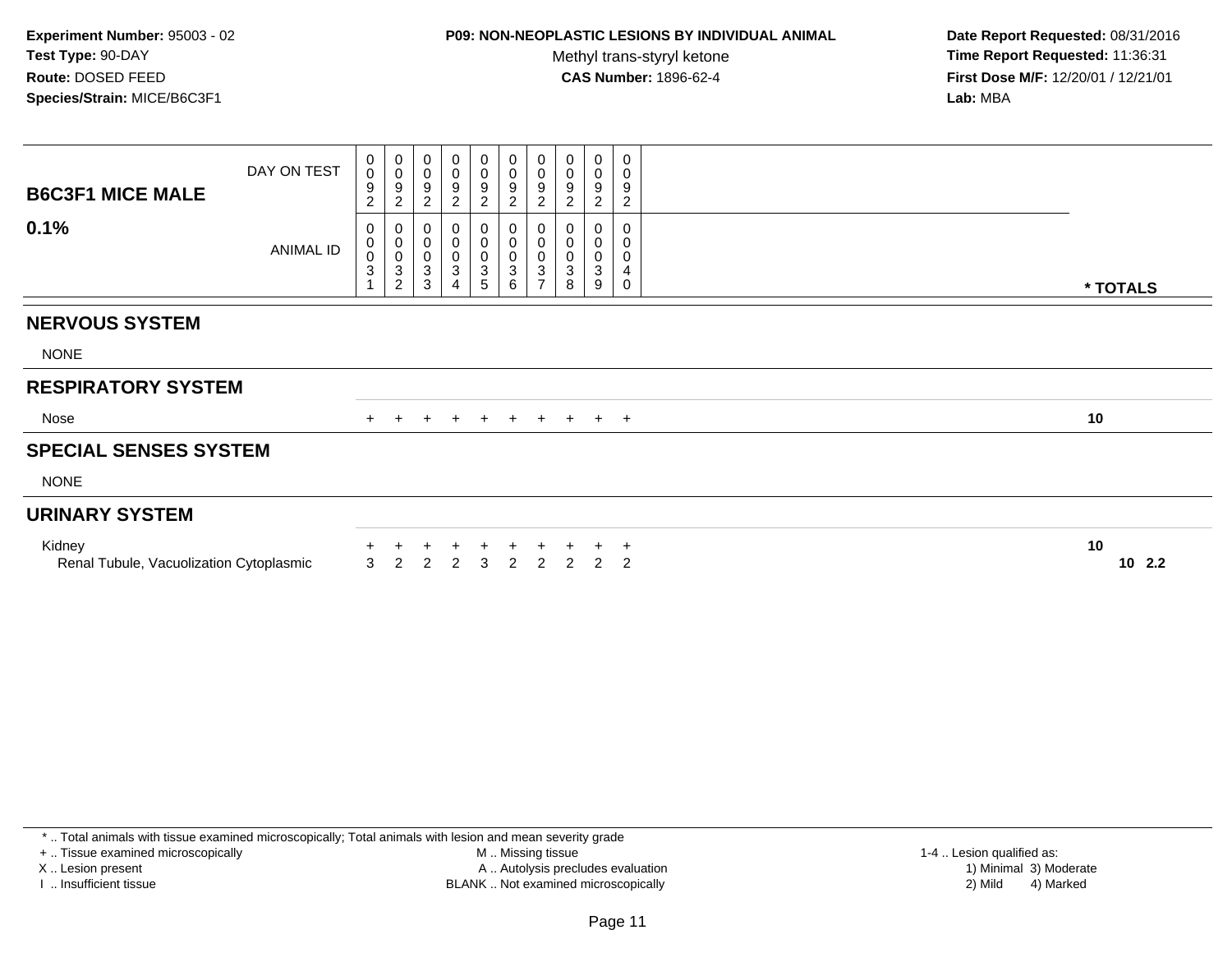**Experiment Number:** 95003 - 02
**Test Type:** 90-DAY
**Route:** DOSED FEED
**Species/Strain:** MICE/B6C3F1

**P09: NON-NEOPLASTIC LESIONS BY INDIVIDUAL ANIMAL**
Methyl trans-styryl ketone
**CAS Number:** 1896-62-4

**Date Report Requested:** 08/31/2016
**Time Report Requested:** 11:36:31
**First Dose M/F:** 12/20/01 / 12/21/01
**Lab:** MBA

| B6C3F1 MICE MALE 0.1% | | | | | | | | | | | |
|---|---|---|---|---|---|---|---|---|---|---|---|
| DAY ON TEST | 0092 | 0092 | 0092 | 0092 | 0092 | 0092 | 0092 | 0092 | 0092 | 0092 | |
| ANIMAL ID | 00031 | 00032 | 00033 | 00034 | 00035 | 00036 | 00037 | 00038 | 00039 | 00040 | * TOTALS |
| **NERVOUS SYSTEM** | | | | | | | | | | | |
| NONE | | | | | | | | | | | |
| **RESPIRATORY SYSTEM** | | | | | | | | | | | |
| Nose | + | + | + | + | + | + | + | + | + | + | 10 |
| **SPECIAL SENSES SYSTEM** | | | | | | | | | | | |
| NONE | | | | | | | | | | | |
| **URINARY SYSTEM** | | | | | | | | | | | |
| Kidney | + | + | + | + | + | + | + | + | + | + | 10 |
| Renal Tubule, Vacuolization Cytoplasmic | 3 | 2 | 2 | 2 | 3 | 2 | 2 | 2 | 2 | 2 | 10 2.2 |

* .. Total animals with tissue examined microscopically; Total animals with lesion and mean severity grade
+ .. Tissue examined microscopically
X .. Lesion present
I .. Insufficient tissue
M .. Missing tissue
A .. Autolysis precludes evaluation
BLANK .. Not examined microscopically
1-4 .. Lesion qualified as:
1) Minimal 3) Moderate
2) Mild 4) Marked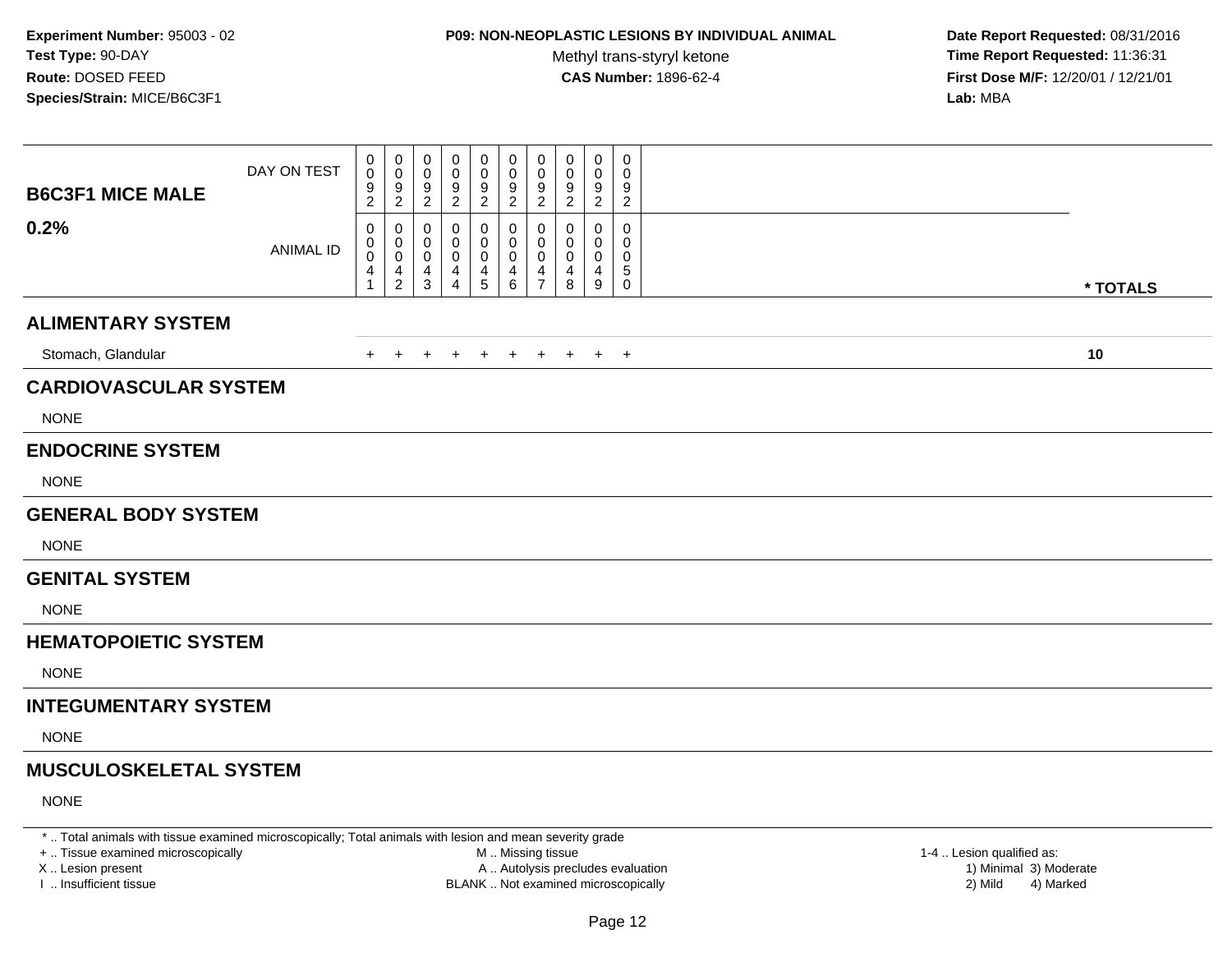**Experiment Number:** 95003 - 02
**Test Type:** 90-DAY
**Route:** DOSED FEED
**Species/Strain:** MICE/B6C3F1

**P09: NON-NEOPLASTIC LESIONS BY INDIVIDUAL ANIMAL**
Methyl trans-styryl ketone
**CAS Number:** 1896-62-4

**Date Report Requested:** 08/31/2016
**Time Report Requested:** 11:36:31
**First Dose M/F:** 12/20/01 / 12/21/01
**Lab:** MBA

| **B6C3F1 MICE MALE** | | | | | | | | | | | |
|---|---|---|---|---|---|---|---|---|---|---|---|
| DAY ON TEST | 0092 | 0092 | 0092 | 0092 | 0092 | 0092 | 0092 | 0092 | 0092 | 0092 | |
| **0.2%** ANIMAL ID | 00041 | 00042 | 00043 | 00044 | 00045 | 00046 | 00047 | 00048 | 00049 | 00050 | *** TOTALS** |
| **ALIMENTARY SYSTEM** | | | | | | | | | | | |
| Stomach, Glandular | + | + | + | + | + | + | + | + | + | + | **10** |
| **CARDIOVASCULAR SYSTEM** | | | | | | | | | | | |
| NONE | | | | | | | | | | | |
| **ENDOCRINE SYSTEM** | | | | | | | | | | | |
| NONE | | | | | | | | | | | |
| **GENERAL BODY SYSTEM** | | | | | | | | | | | |
| NONE | | | | | | | | | | | |
| **GENITAL SYSTEM** | | | | | | | | | | | |
| NONE | | | | | | | | | | | |
| **HEMATOPOIETIC SYSTEM** | | | | | | | | | | | |
| NONE | | | | | | | | | | | |
| **INTEGUMENTARY SYSTEM** | | | | | | | | | | | |
| NONE | | | | | | | | | | | |
| **MUSCULOSKELETAL SYSTEM** | | | | | | | | | | | |
| NONE | | | | | | | | | | | |

* .. Total animals with tissue examined microscopically; Total animals with lesion and mean severity grade
+ .. Tissue examined microscopically
X .. Lesion present
I .. Insufficient tissue
M .. Missing tissue
A .. Autolysis precludes evaluation
BLANK .. Not examined microscopically
1-4 .. Lesion qualified as:
1) Minimal 3) Moderate
2) Mild 4) Marked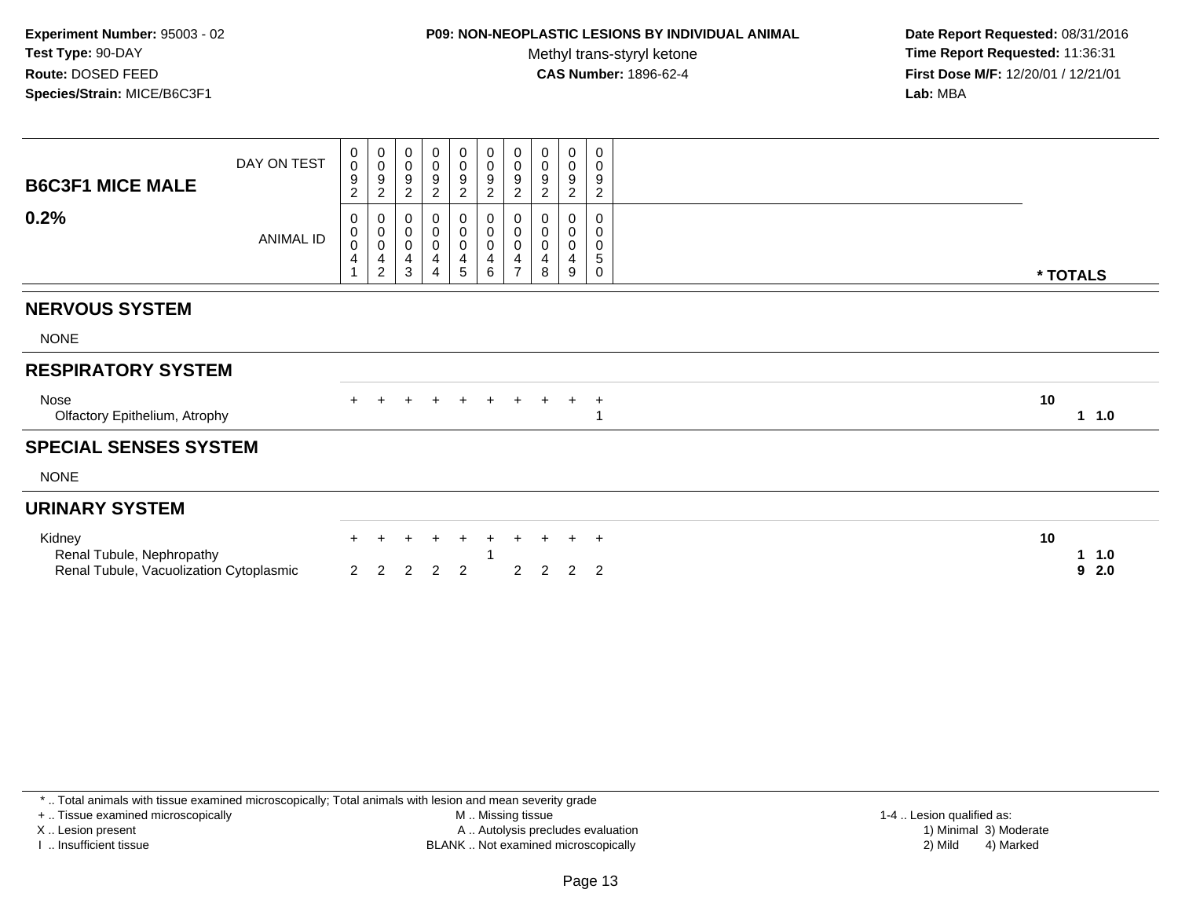**Experiment Number:** 95003 - 02
**Test Type:** 90-DAY
**Route:** DOSED FEED
**Species/Strain:** MICE/B6C3F1

**P09: NON-NEOPLASTIC LESIONS BY INDIVIDUAL ANIMAL**
Methyl trans-styryl ketone
**CAS Number:** 1896-62-4

**Date Report Requested:** 08/31/2016
**Time Report Requested:** 11:36:31
**First Dose M/F:** 12/20/01 / 12/21/01
**Lab:** MBA

| **B6C3F1 MICE MALE** **0.2%** | | | | | | | | | | | |
|---|---|---|---|---|---|---|---|---|---|---|---|
| DAY ON TEST | 0092 | 0092 | 0092 | 0092 | 0092 | 0092 | 0092 | 0092 | 0092 | 0092 | |
| ANIMAL ID | 00041 | 00042 | 00043 | 00044 | 00045 | 00046 | 00047 | 00048 | 00049 | 00050 | **\* TOTALS** |
| **NERVOUS SYSTEM** | | | | | | | | | | | |
| NONE | | | | | | | | | | | |
| **RESPIRATORY SYSTEM** | | | | | | | | | | | |
| Nose | + | + | + | + | + | + | + | + | + | + | **10** |
| Olfactory Epithelium, Atrophy | | | | | | | | | | 1 | **1 1.0** |
| **SPECIAL SENSES SYSTEM** | | | | | | | | | | | |
| NONE | | | | | | | | | | | |
| **URINARY SYSTEM** | | | | | | | | | | | |
| Kidney | + | + | + | + | + | + | + | + | + | + | **10** |
| Renal Tubule, Nephropathy | | | | | | 1 | | | | | **1 1.0** |
| Renal Tubule, Vacuolization Cytoplasmic | 2 | 2 | 2 | 2 | 2 | | 2 | 2 | 2 | 2 | **9 2.0** |

\* .. Total animals with tissue examined microscopically; Total animals with lesion and mean severity grade
+ .. Tissue examined microscopically
X .. Lesion present
I .. Insufficient tissue
M .. Missing tissue
A .. Autolysis precludes evaluation
BLANK .. Not examined microscopically
1-4 .. Lesion qualified as:
1) Minimal 3) Moderate
2) Mild 4) Marked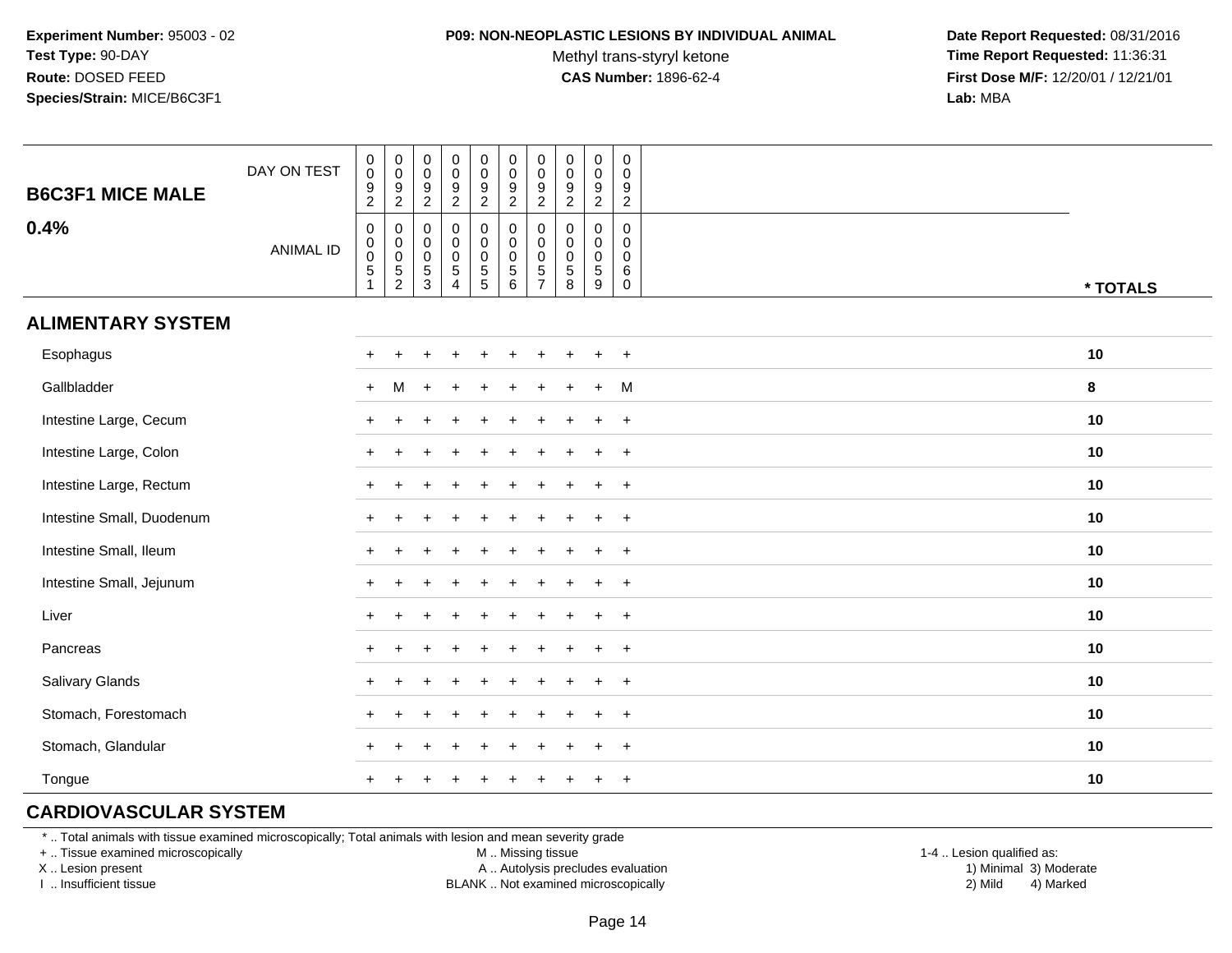**Experiment Number:** 95003 - 02
**Test Type:** 90-DAY
**Route:** DOSED FEED
**Species/Strain:** MICE/B6C3F1

**P09: NON-NEOPLASTIC LESIONS BY INDIVIDUAL ANIMAL**
Methyl trans-styryl ketone
**CAS Number:** 1896-62-4

**Date Report Requested:** 08/31/2016
**Time Report Requested:** 11:36:31
**First Dose M/F:** 12/20/01 / 12/21/01
**Lab:** MBA

## B6C3F1 MICE MALE
## 0.4%

| DAY ON TEST | 0092 | 0092 | 0092 | 0092 | 0092 | 0092 | 0092 | 0092 | 0092 | 0092 | |
|---|---|---|---|---|---|---|---|---|---|---|---|
| ANIMAL ID | 00051 | 00052 | 00053 | 00054 | 00055 | 00056 | 00057 | 00058 | 00059 | 00060 | * TOTALS |
| **ALIMENTARY SYSTEM** | | | | | | | | | | | |
| Esophagus | + | + | + | + | + | + | + | + | + | + | 10 |
| Gallbladder | + | M | + | + | + | + | + | + | + | M | 8 |
| Intestine Large, Cecum | + | + | + | + | + | + | + | + | + | + | 10 |
| Intestine Large, Colon | + | + | + | + | + | + | + | + | + | + | 10 |
| Intestine Large, Rectum | + | + | + | + | + | + | + | + | + | + | 10 |
| Intestine Small, Duodenum | + | + | + | + | + | + | + | + | + | + | 10 |
| Intestine Small, Ileum | + | + | + | + | + | + | + | + | + | + | 10 |
| Intestine Small, Jejunum | + | + | + | + | + | + | + | + | + | + | 10 |
| Liver | + | + | + | + | + | + | + | + | + | + | 10 |
| Pancreas | + | + | + | + | + | + | + | + | + | + | 10 |
| Salivary Glands | + | + | + | + | + | + | + | + | + | + | 10 |
| Stomach, Forestomach | + | + | + | + | + | + | + | + | + | + | 10 |
| Stomach, Glandular | + | + | + | + | + | + | + | + | + | + | 10 |
| Tongue | + | + | + | + | + | + | + | + | + | + | 10 |
| **CARDIOVASCULAR SYSTEM** | | | | | | | | | | | |

* .. Total animals with tissue examined microscopically; Total animals with lesion and mean severity grade
+ .. Tissue examined microscopically
X .. Lesion present
I .. Insufficient tissue

M .. Missing tissue
A .. Autolysis precludes evaluation
BLANK .. Not examined microscopically

1-4 .. Lesion qualified as:
1) Minimal 3) Moderate
2) Mild 4) Marked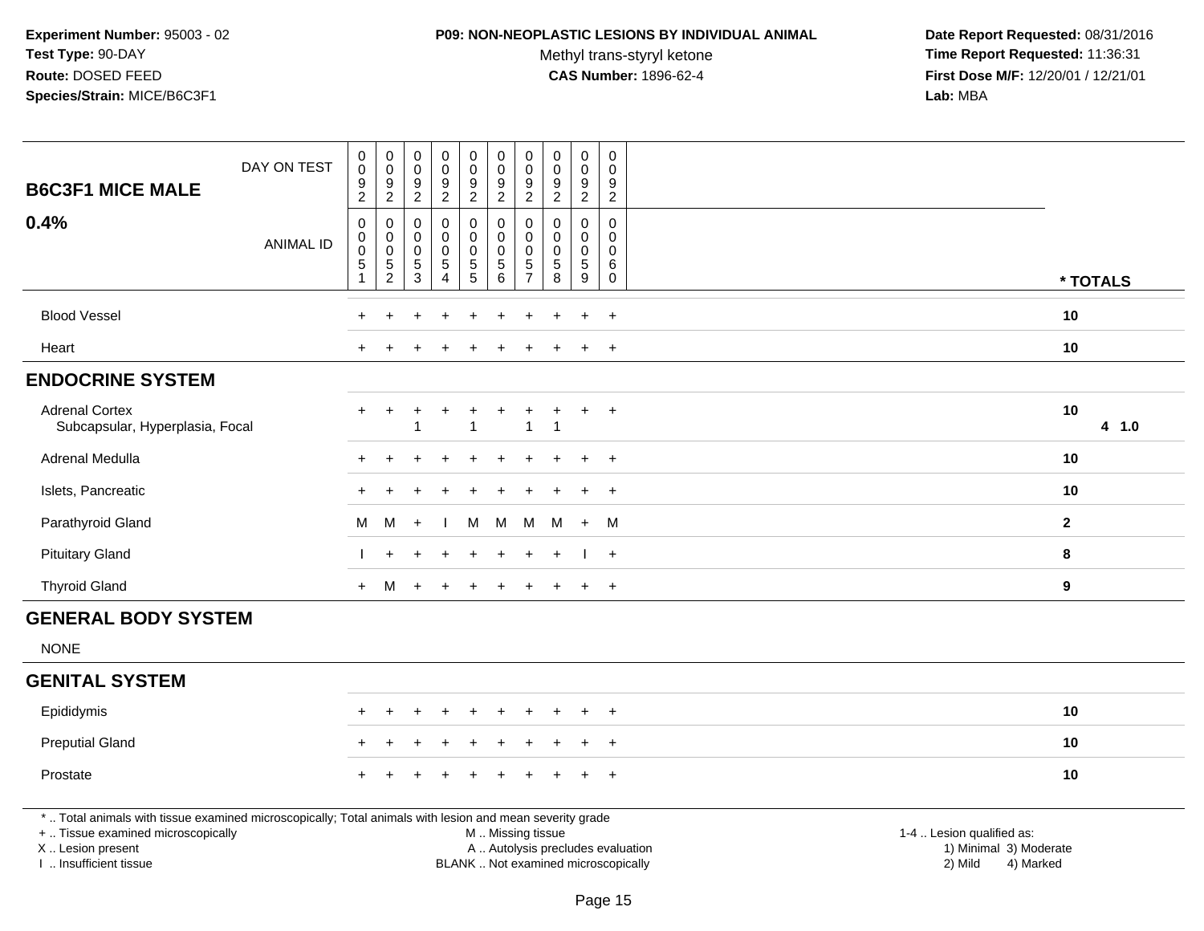**Experiment Number:** 95003 - 02
**Test Type:** 90-DAY
**Route:** DOSED FEED
**Species/Strain:** MICE/B6C3F1

**P09: NON-NEOPLASTIC LESIONS BY INDIVIDUAL ANIMAL**
Methyl trans-styryl ketone
**CAS Number:** 1896-62-4

**Date Report Requested:** 08/31/2016
**Time Report Requested:** 11:36:31
**First Dose M/F:** 12/20/01 / 12/21/01
**Lab:** MBA

| **B6C3F1 MICE MALE** DAY ON TEST | 0092 | 0092 | 0092 | 0092 | 0092 | 0092 | 0092 | 0092 | 0092 | 0092 | |
|---|---|---|---|---|---|---|---|---|---|---|---|
| **0.4%** ANIMAL ID | 00051 | 00052 | 00053 | 00054 | 00055 | 00056 | 00057 | 00058 | 00059 | 00060 | *** TOTALS** |
| Blood Vessel | + | + | + | + | + | + | + | + | + | + | **10** |
| Heart | + | + | + | + | + | + | + | + | + | + | **10** |
| **ENDOCRINE SYSTEM** | | | | | | | | | | | |
| Adrenal Cortex | + | + | + | + | + | + | + | + | + | + | **10** |
| Subcapsular, Hyperplasia, Focal | | | 1 | | 1 | | 1 | 1 | | | **4 1.0** |
| Adrenal Medulla | + | + | + | + | + | + | + | + | + | + | **10** |
| Islets, Pancreatic | + | + | + | + | + | + | + | + | + | + | **10** |
| Parathyroid Gland | M | M | + | I | M | M | M | M | + | M | **2** |
| Pituitary Gland | I | + | + | + | + | + | + | + | I | + | **8** |
| Thyroid Gland | + | M | + | + | + | + | + | + | + | + | **9** |
| **GENERAL BODY SYSTEM** | | | | | | | | | | | |
| NONE | | | | | | | | | | | |
| **GENITAL SYSTEM** | | | | | | | | | | | |
| Epididymis | + | + | + | + | + | + | + | + | + | + | **10** |
| Preputial Gland | + | + | + | + | + | + | + | + | + | + | **10** |
| Prostate | + | + | + | + | + | + | + | + | + | + | **10** |

* .. Total animals with tissue examined microscopically; Total animals with lesion and mean severity grade
+ .. Tissue examined microscopically
X .. Lesion present
I .. Insufficient tissue

M .. Missing tissue
A .. Autolysis precludes evaluation
BLANK .. Not examined microscopically

1-4 .. Lesion qualified as:
1) Minimal 3) Moderate
2) Mild 4) Marked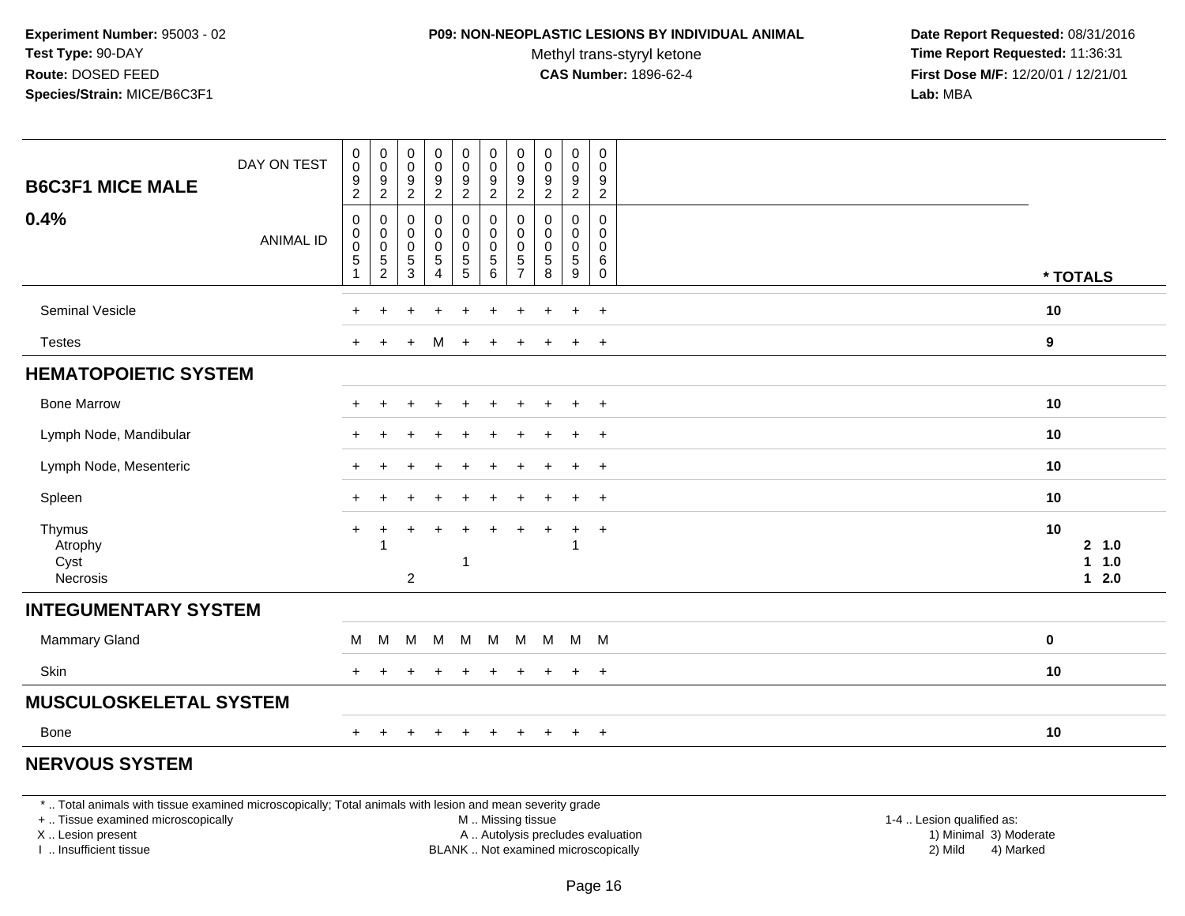**Experiment Number:** 95003 - 02
**Test Type:** 90-DAY
**Route:** DOSED FEED
**Species/Strain:** MICE/B6C3F1

**P09: NON-NEOPLASTIC LESIONS BY INDIVIDUAL ANIMAL**
Methyl trans-styryl ketone
**CAS Number:** 1896-62-4

**Date Report Requested:** 08/31/2016
**Time Report Requested:** 11:36:31
**First Dose M/F:** 12/20/01 / 12/21/01
**Lab:** MBA

| B6C3F1 MICE MALE 0.4% | | | | | | | | | | | |
|---|---|---|---|---|---|---|---|---|---|---|---|
| DAY ON TEST | 0092 | 0092 | 0092 | 0092 | 0092 | 0092 | 0092 | 0092 | 0092 | 0092 | |
| ANIMAL ID | 00051 | 00052 | 00053 | 00054 | 00055 | 00056 | 00057 | 00058 | 00059 | 00060 | * TOTALS |
| Seminal Vesicle | + | + | + | + | + | + | + | + | + | + | 10 |
| Testes | + | + | + | M | + | + | + | + | + | + | 9 |
| **HEMATOPOIETIC SYSTEM** | | | | | | | | | | | |
| Bone Marrow | + | + | + | + | + | + | + | + | + | + | 10 |
| Lymph Node, Mandibular | + | + | + | + | + | + | + | + | + | + | 10 |
| Lymph Node, Mesenteric | + | + | + | + | + | + | + | + | + | + | 10 |
| Spleen | + | + | + | + | + | + | + | + | + | + | 10 |
| Thymus | + | + | + | + | + | + | + | + | + | + | 10 |
| Atrophy | | 1 | | | | | | | 1 | | 2 1.0 |
| Cyst | | | | | 1 | | | | | | 1 1.0 |
| Necrosis | | | 2 | | | | | | | | 1 2.0 |
| **INTEGUMENTARY SYSTEM** | | | | | | | | | | | |
| Mammary Gland | M | M | M | M | M | M | M | M | M | M | 0 |
| Skin | + | + | + | + | + | + | + | + | + | + | 10 |
| **MUSCULOSKELETAL SYSTEM** | | | | | | | | | | | |
| Bone | + | + | + | + | + | + | + | + | + | + | 10 |
| **NERVOUS SYSTEM** | | | | | | | | | | | |

* .. Total animals with tissue examined microscopically; Total animals with lesion and mean severity grade
+ .. Tissue examined microscopically
X .. Lesion present
I .. Insufficient tissue
M .. Missing tissue
A .. Autolysis precludes evaluation
BLANK .. Not examined microscopically
1-4 .. Lesion qualified as: 1) Minimal 2) Mild 3) Moderate 4) Marked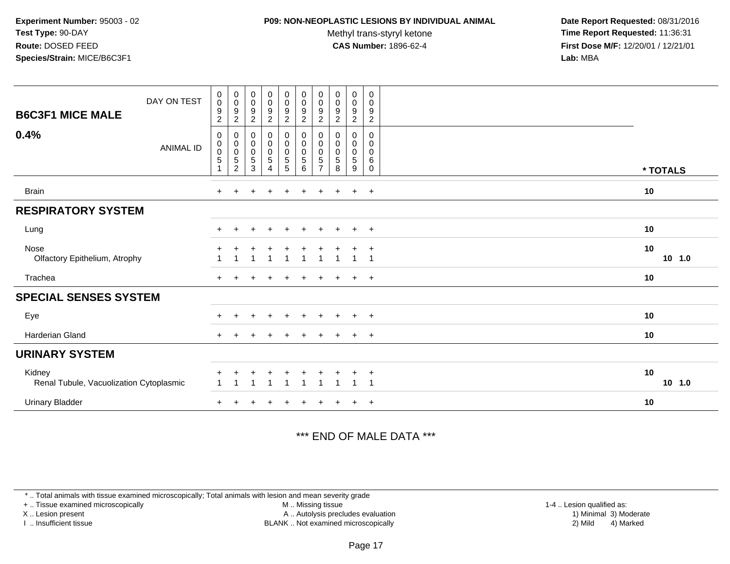**Experiment Number:** 95003 - 02
**Test Type:** 90-DAY
**Route:** DOSED FEED
**Species/Strain:** MICE/B6C3F1

**P09: NON-NEOPLASTIC LESIONS BY INDIVIDUAL ANIMAL**
Methyl trans-styryl ketone
**CAS Number:** 1896-62-4

**Date Report Requested:** 08/31/2016
**Time Report Requested:** 11:36:31
**First Dose M/F:** 12/20/01 / 12/21/01
**Lab:** MBA

| B6C3F1 MICE MALE 0.4% | | | | | | | | | | | |
|---|---|---|---|---|---|---|---|---|---|---|---|
| DAY ON TEST | 0092 | 0092 | 0092 | 0092 | 0092 | 0092 | 0092 | 0092 | 0092 | 0092 | |
| ANIMAL ID | 00051 | 00052 | 00053 | 00054 | 00055 | 00056 | 00057 | 00058 | 00059 | 00060 | * TOTALS |
| Brain | + | + | + | + | + | + | + | + | + | + | 10 |
| **RESPIRATORY SYSTEM** | | | | | | | | | | | |
| Lung | + | + | + | + | + | + | + | + | + | + | 10 |
| Nose | + | + | + | + | + | + | + | + | + | + | 10 |
| Olfactory Epithelium, Atrophy | 1 | 1 | 1 | 1 | 1 | 1 | 1 | 1 | 1 | 1 | 10 1.0 |
| Trachea | + | + | + | + | + | + | + | + | + | + | 10 |
| **SPECIAL SENSES SYSTEM** | | | | | | | | | | | |
| Eye | + | + | + | + | + | + | + | + | + | + | 10 |
| Harderian Gland | + | + | + | + | + | + | + | + | + | + | 10 |
| **URINARY SYSTEM** | | | | | | | | | | | |
| Kidney | + | + | + | + | + | + | + | + | + | + | 10 |
| Renal Tubule, Vacuolization Cytoplasmic | 1 | 1 | 1 | 1 | 1 | 1 | 1 | 1 | 1 | 1 | 10 1.0 |
| Urinary Bladder | + | + | + | + | + | + | + | + | + | + | 10 |

*** END OF MALE DATA ***

* .. Total animals with tissue examined microscopically; Total animals with lesion and mean severity grade
+ .. Tissue examined microscopically
X .. Lesion present
I .. Insufficient tissue
M .. Missing tissue
A .. Autolysis precludes evaluation
BLANK .. Not examined microscopically
1-4 .. Lesion qualified as:
1) Minimal 3) Moderate
2) Mild 4) Marked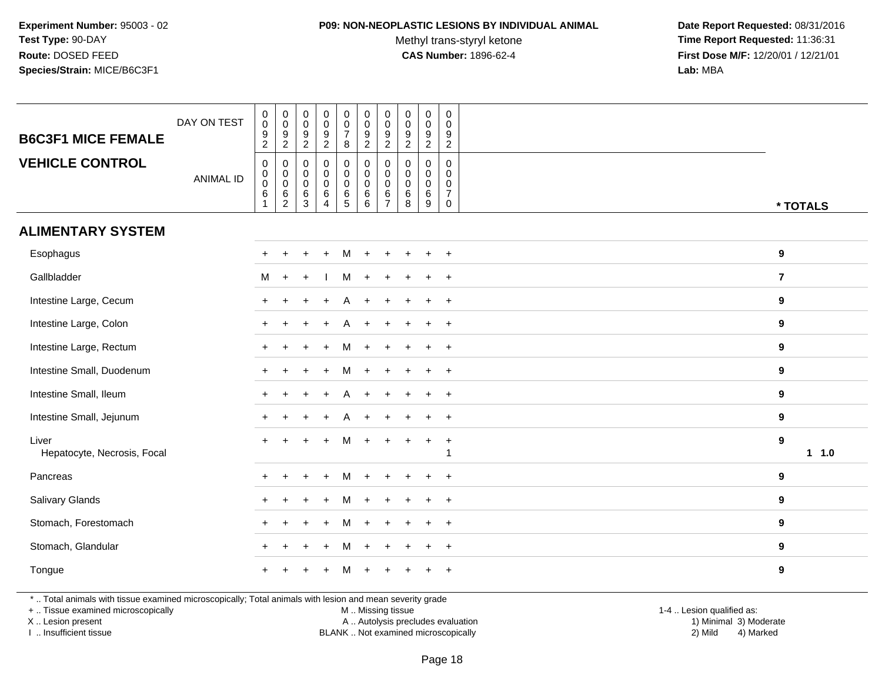**Experiment Number:** 95003 - 02
**Test Type:** 90-DAY
**Route:** DOSED FEED
**Species/Strain:** MICE/B6C3F1

**P09: NON-NEOPLASTIC LESIONS BY INDIVIDUAL ANIMAL**
Methyl trans-styryl ketone
**CAS Number:** 1896-62-4

**Date Report Requested:** 08/31/2016
**Time Report Requested:** 11:36:31
**First Dose M/F:** 12/20/01 / 12/21/01
**Lab:** MBA

## B6C3F1 MICE FEMALE

## VEHICLE CONTROL

| DAY ON TEST | 0092 | 0092 | 0092 | 0092 | 0078 | 0092 | 0092 | 0092 | 0092 | 0092 | |
|---|---|---|---|---|---|---|---|---|---|---|---|
| ANIMAL ID | 00061 | 00062 | 00063 | 00064 | 00065 | 00066 | 00067 | 00068 | 00069 | 00070 | * TOTALS |
| **ALIMENTARY SYSTEM** | | | | | | | | | | | |
| Esophagus | + | + | + | + | M | + | + | + | + | + | 9 |
| Gallbladder | M | + | + | I | M | + | + | + | + | + | 7 |
| Intestine Large, Cecum | + | + | + | + | A | + | + | + | + | + | 9 |
| Intestine Large, Colon | + | + | + | + | A | + | + | + | + | + | 9 |
| Intestine Large, Rectum | + | + | + | + | M | + | + | + | + | + | 9 |
| Intestine Small, Duodenum | + | + | + | + | M | + | + | + | + | + | 9 |
| Intestine Small, Ileum | + | + | + | + | A | + | + | + | + | + | 9 |
| Intestine Small, Jejunum | + | + | + | + | A | + | + | + | + | + | 9 |
| Liver | + | + | + | + | M | + | + | + | + | + | 9 |
| Hepatocyte, Necrosis, Focal | | | | | | | | | | 1 | 1 1.0 |
| Pancreas | + | + | + | + | M | + | + | + | + | + | 9 |
| Salivary Glands | + | + | + | + | M | + | + | + | + | + | 9 |
| Stomach, Forestomach | + | + | + | + | M | + | + | + | + | + | 9 |
| Stomach, Glandular | + | + | + | + | M | + | + | + | + | + | 9 |
| Tongue | + | + | + | + | M | + | + | + | + | + | 9 |

* .. Total animals with tissue examined microscopically; Total animals with lesion and mean severity grade
+ .. Tissue examined microscopically
X .. Lesion present
I .. Insufficient tissue
M .. Missing tissue
A .. Autolysis precludes evaluation
BLANK .. Not examined microscopically
1-4 .. Lesion qualified as:
1) Minimal 3) Moderate
2) Mild 4) Marked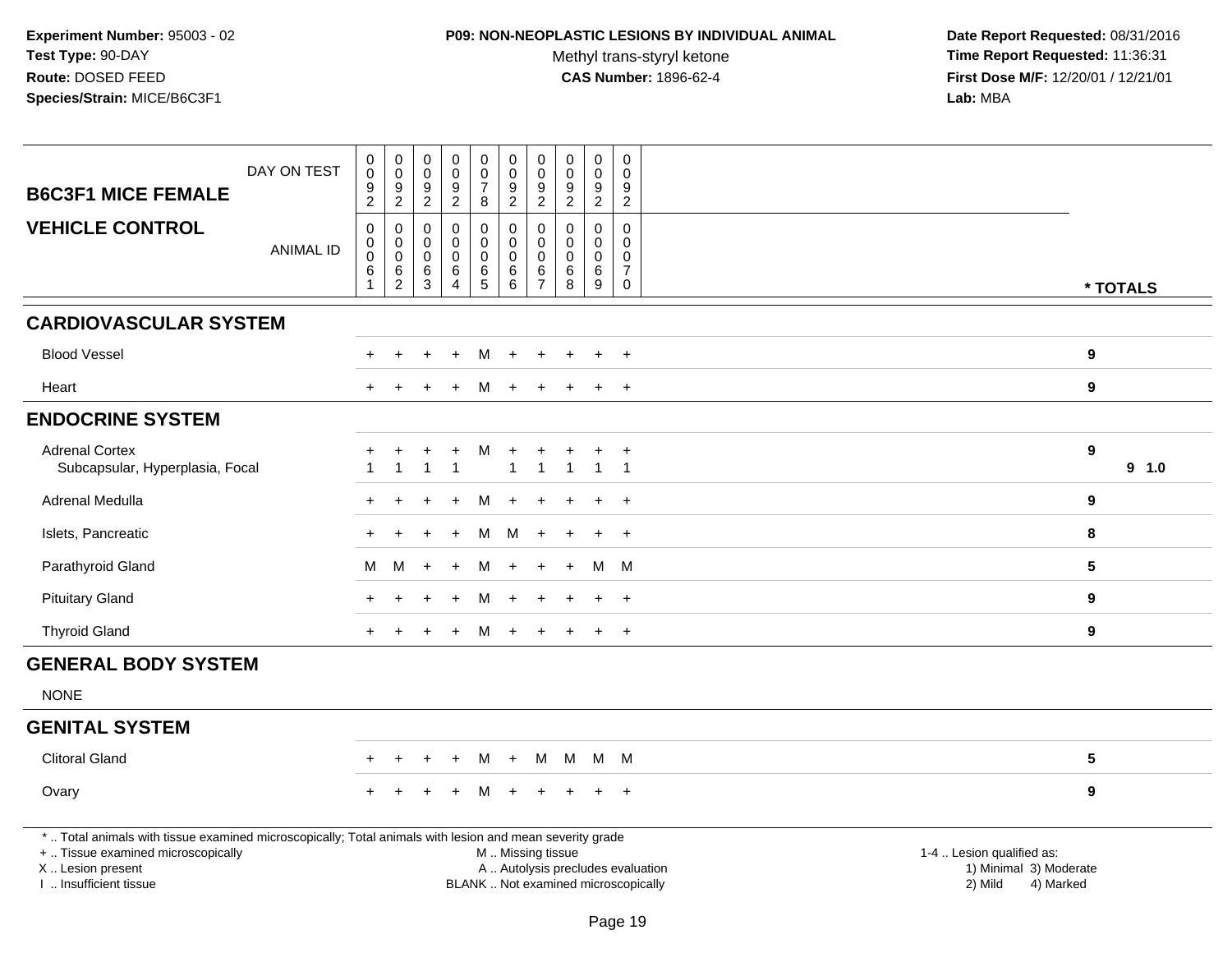**Experiment Number:** 95003 - 02
**Test Type:** 90-DAY
**Route:** DOSED FEED
**Species/Strain:** MICE/B6C3F1

**P09: NON-NEOPLASTIC LESIONS BY INDIVIDUAL ANIMAL**
Methyl trans-styryl ketone
**CAS Number:** 1896-62-4

**Date Report Requested:** 08/31/2016
**Time Report Requested:** 11:36:31
**First Dose M/F:** 12/20/01 / 12/21/01
**Lab:** MBA

| B6C3F1 MICE FEMALE — VEHICLE CONTROL | | | | | | | | | | | |
|---|---|---|---|---|---|---|---|---|---|---|---|
| DAY ON TEST | 0092 | 0092 | 0092 | 0092 | 0078 | 0092 | 0092 | 0092 | 0092 | 0092 | |
| ANIMAL ID | 00061 | 00062 | 00063 | 00064 | 00065 | 00066 | 00067 | 00068 | 00069 | 00070 | * TOTALS |
| **CARDIOVASCULAR SYSTEM** | | | | | | | | | | | |
| Blood Vessel | + | + | + | + | M | + | + | + | + | + | 9 |
| Heart | + | + | + | + | M | + | + | + | + | + | 9 |
| **ENDOCRINE SYSTEM** | | | | | | | | | | | |
| Adrenal Cortex | + | + | + | + | M | + | + | + | + | + | 9 |
| Subcapsular, Hyperplasia, Focal | 1 | 1 | 1 | 1 | | 1 | 1 | 1 | 1 | 1 | 9 1.0 |
| Adrenal Medulla | + | + | + | + | M | + | + | + | + | + | 9 |
| Islets, Pancreatic | + | + | + | + | M | M | + | + | + | + | 8 |
| Parathyroid Gland | M | M | + | + | M | + | + | + | M | M | 5 |
| Pituitary Gland | + | + | + | + | M | + | + | + | + | + | 9 |
| Thyroid Gland | + | + | + | + | M | + | + | + | + | + | 9 |
| **GENERAL BODY SYSTEM** | | | | | | | | | | | |
| NONE | | | | | | | | | | | |
| **GENITAL SYSTEM** | | | | | | | | | | | |
| Clitoral Gland | + | + | + | + | M | + | M | M | M | M | 5 |
| Ovary | + | + | + | + | M | + | + | + | + | + | 9 |

* .. Total animals with tissue examined microscopically; Total animals with lesion and mean severity grade
+ .. Tissue examined microscopically
X .. Lesion present
I .. Insufficient tissue
M .. Missing tissue
A .. Autolysis precludes evaluation
BLANK .. Not examined microscopically
1-4 .. Lesion qualified as:
1) Minimal 3) Moderate
2) Mild 4) Marked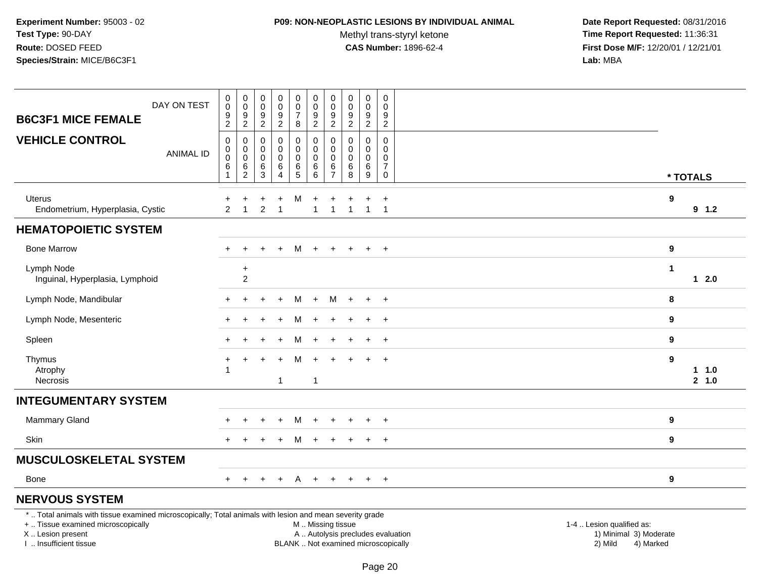**Experiment Number:** 95003 - 02
**Test Type:** 90-DAY
**Route:** DOSED FEED
**Species/Strain:** MICE/B6C3F1

**P09: NON-NEOPLASTIC LESIONS BY INDIVIDUAL ANIMAL**
Methyl trans-styryl ketone
**CAS Number:** 1896-62-4

**Date Report Requested:** 08/31/2016
**Time Report Requested:** 11:36:31
**First Dose M/F:** 12/20/01 / 12/21/01
**Lab:** MBA

| B6C3F1 MICE FEMALE — DAY ON TEST | 0092 | 0092 | 0092 | 0092 | 0078 | 0092 | 0092 | 0092 | 0092 | 0092 | |
|---|---|---|---|---|---|---|---|---|---|---|---|
| **VEHICLE CONTROL** — ANIMAL ID | 00061 | 00062 | 00063 | 00064 | 00065 | 00066 | 00067 | 00068 | 00069 | 00070 | * TOTALS |
| Uterus | + | + | + | + | M | + | + | + | + | + | 9 |
| Endometrium, Hyperplasia, Cystic | 2 | 1 | 2 | 1 | | 1 | 1 | 1 | 1 | 1 | 9 1.2 |
| **HEMATOPOIETIC SYSTEM** | | | | | | | | | | | |
| Bone Marrow | + | + | + | + | M | + | + | + | + | + | 9 |
| Lymph Node | | + | | | | | | | | | 1 |
| Inguinal, Hyperplasia, Lymphoid | | 2 | | | | | | | | | 1 2.0 |
| Lymph Node, Mandibular | + | + | + | + | M | + | M | + | + | + | 8 |
| Lymph Node, Mesenteric | + | + | + | + | M | + | + | + | + | + | 9 |
| Spleen | + | + | + | + | M | + | + | + | + | + | 9 |
| Thymus | + | + | + | + | M | + | + | + | + | + | 9 |
| Atrophy | 1 | | | | | | | | | | 1 1.0 |
| Necrosis | | | | 1 | | 1 | | | | | 2 1.0 |
| **INTEGUMENTARY SYSTEM** | | | | | | | | | | | |
| Mammary Gland | + | + | + | + | M | + | + | + | + | + | 9 |
| Skin | + | + | + | + | M | + | + | + | + | + | 9 |
| **MUSCULOSKELETAL SYSTEM** | | | | | | | | | | | |
| Bone | + | + | + | + | A | + | + | + | + | + | 9 |
| **NERVOUS SYSTEM** | | | | | | | | | | | |

* .. Total animals with tissue examined microscopically; Total animals with lesion and mean severity grade
+ .. Tissue examined microscopically
X .. Lesion present
I .. Insufficient tissue

M .. Missing tissue
A .. Autolysis precludes evaluation
BLANK .. Not examined microscopically

1-4 .. Lesion qualified as:
1) Minimal 3) Moderate
2) Mild 4) Marked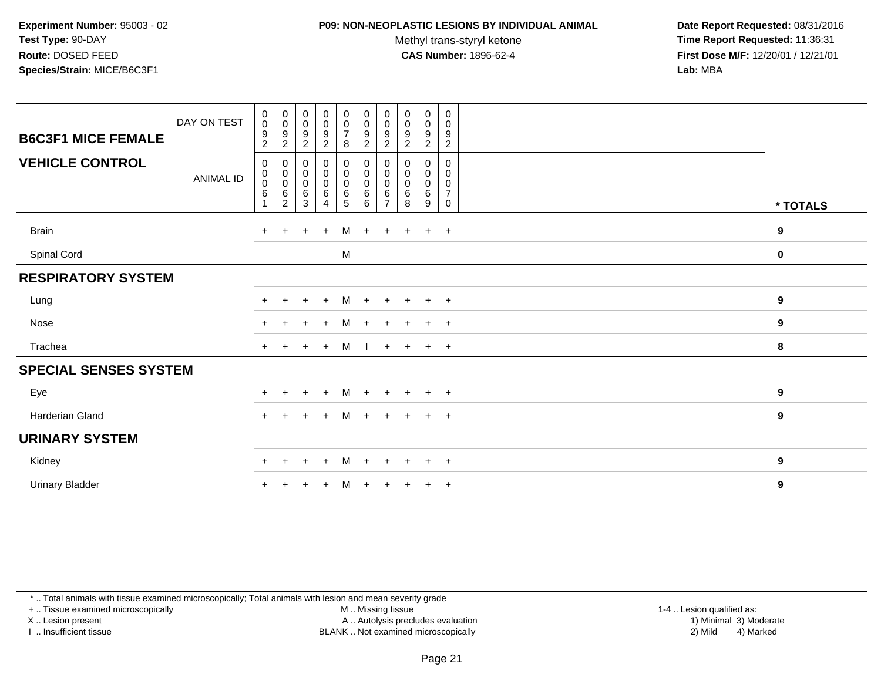**Experiment Number:** 95003 - 02
**Test Type:** 90-DAY
**Route:** DOSED FEED
**Species/Strain:** MICE/B6C3F1

**P09: NON-NEOPLASTIC LESIONS BY INDIVIDUAL ANIMAL**
Methyl trans-styryl ketone
**CAS Number:** 1896-62-4

**Date Report Requested:** 08/31/2016
**Time Report Requested:** 11:36:31
**First Dose M/F:** 12/20/01 / 12/21/01
**Lab:** MBA

## B6C3F1 MICE FEMALE
## VEHICLE CONTROL

| DAY ON TEST | 0092 | 0092 | 0092 | 0092 | 0078 | 0092 | 0092 | 0092 | 0092 | 0092 | |
|---|---|---|---|---|---|---|---|---|---|---|---|
| **ANIMAL ID** | 00061 | 00062 | 00063 | 00064 | 00065 | 00066 | 00067 | 00068 | 00069 | 00070 | *** TOTALS** |
| Brain | + | + | + | + | M | + | + | + | + | + | 9 |
| Spinal Cord | | | | | M | | | | | | 0 |
| **RESPIRATORY SYSTEM** | | | | | | | | | | | |
| Lung | + | + | + | + | M | + | + | + | + | + | 9 |
| Nose | + | + | + | + | M | + | + | + | + | + | 9 |
| Trachea | + | + | + | + | M | I | + | + | + | + | 8 |
| **SPECIAL SENSES SYSTEM** | | | | | | | | | | | |
| Eye | + | + | + | + | M | + | + | + | + | + | 9 |
| Harderian Gland | + | + | + | + | M | + | + | + | + | + | 9 |
| **URINARY SYSTEM** | | | | | | | | | | | |
| Kidney | + | + | + | + | M | + | + | + | + | + | 9 |
| Urinary Bladder | + | + | + | + | M | + | + | + | + | + | 9 |

* .. Total animals with tissue examined microscopically; Total animals with lesion and mean severity grade
+ .. Tissue examined microscopically
X .. Lesion present
I .. Insufficient tissue

M .. Missing tissue
A .. Autolysis precludes evaluation
BLANK .. Not examined microscopically

1-4 .. Lesion qualified as:
1) Minimal 3) Moderate
2) Mild 4) Marked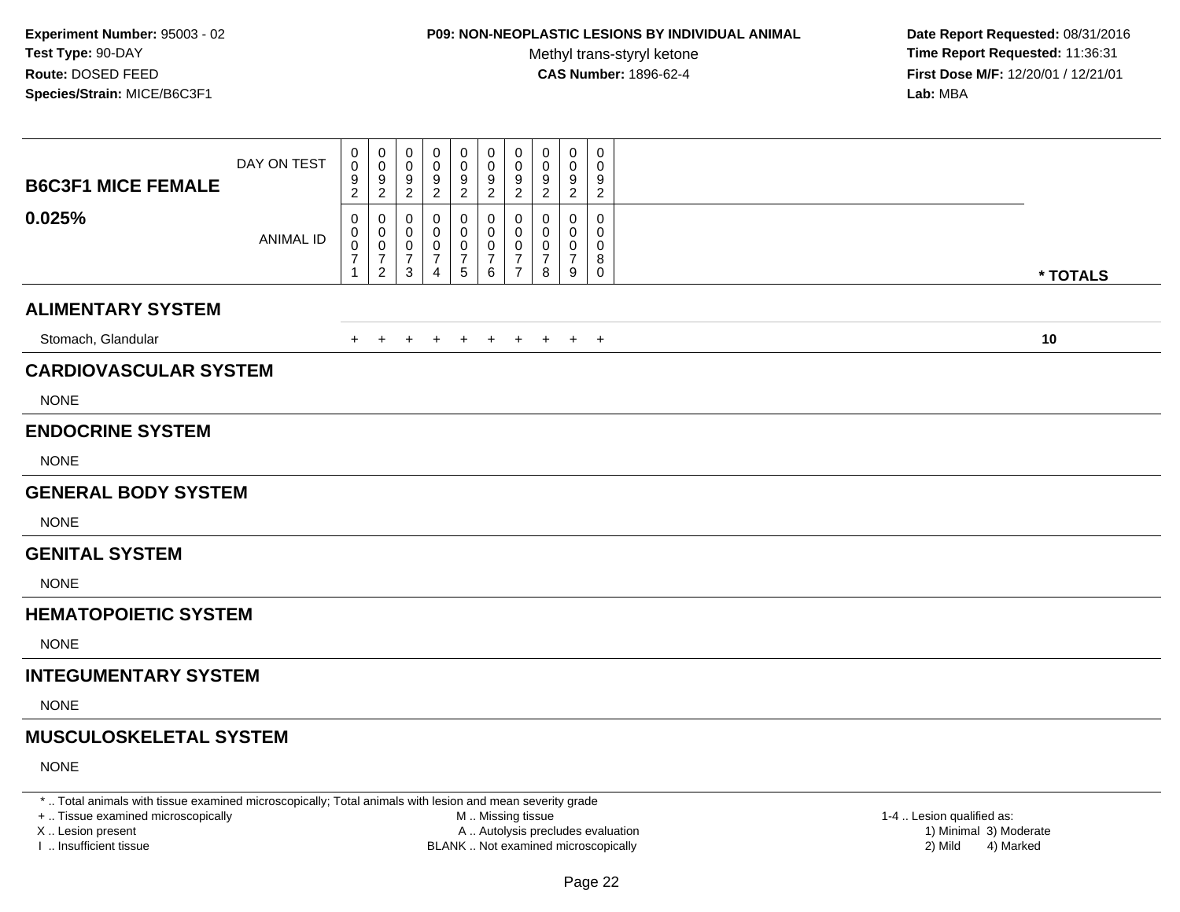**Experiment Number:** 95003 - 02
**Test Type:** 90-DAY
**Route:** DOSED FEED
**Species/Strain:** MICE/B6C3F1

**P09: NON-NEOPLASTIC LESIONS BY INDIVIDUAL ANIMAL**
Methyl trans-styryl ketone
**CAS Number:** 1896-62-4

**Date Report Requested:** 08/31/2016
**Time Report Requested:** 11:36:31
**First Dose M/F:** 12/20/01 / 12/21/01
**Lab:** MBA

| **B6C3F1 MICE FEMALE 0.025%** | | | | | | | | | | | |
|---|---|---|---|---|---|---|---|---|---|---|---|
| DAY ON TEST | 0092 | 0092 | 0092 | 0092 | 0092 | 0092 | 0092 | 0092 | 0092 | 0092 | |
| ANIMAL ID | 00071 | 00072 | 00073 | 00074 | 00075 | 00076 | 00077 | 00078 | 00079 | 00080 | *** TOTALS** |
| **ALIMENTARY SYSTEM** | | | | | | | | | | | |
| Stomach, Glandular | + | + | + | + | + | + | + | + | + | + | **10** |
| **CARDIOVASCULAR SYSTEM** | | | | | | | | | | | |
| NONE | | | | | | | | | | | |
| **ENDOCRINE SYSTEM** | | | | | | | | | | | |
| NONE | | | | | | | | | | | |
| **GENERAL BODY SYSTEM** | | | | | | | | | | | |
| NONE | | | | | | | | | | | |
| **GENITAL SYSTEM** | | | | | | | | | | | |
| NONE | | | | | | | | | | | |
| **HEMATOPOIETIC SYSTEM** | | | | | | | | | | | |
| NONE | | | | | | | | | | | |
| **INTEGUMENTARY SYSTEM** | | | | | | | | | | | |
| NONE | | | | | | | | | | | |
| **MUSCULOSKELETAL SYSTEM** | | | | | | | | | | | |
| NONE | | | | | | | | | | | |

* .. Total animals with tissue examined microscopically; Total animals with lesion and mean severity grade
+ .. Tissue examined microscopically
X .. Lesion present
I .. Insufficient tissue

M .. Missing tissue
A .. Autolysis precludes evaluation
BLANK .. Not examined microscopically

1-4 .. Lesion qualified as:
1) Minimal 3) Moderate
2) Mild 4) Marked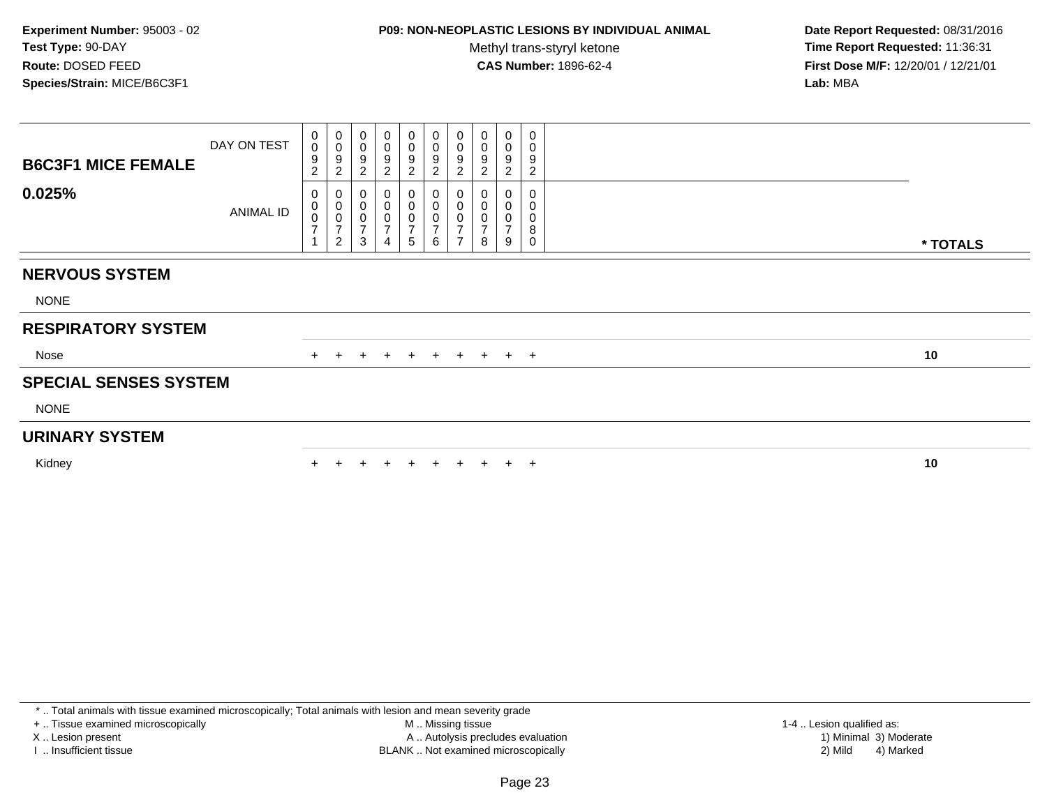**Experiment Number:** 95003 - 02
**Test Type:** 90-DAY
**Route:** DOSED FEED
**Species/Strain:** MICE/B6C3F1

**P09: NON-NEOPLASTIC LESIONS BY INDIVIDUAL ANIMAL**
Methyl trans-styryl ketone
**CAS Number:** 1896-62-4

**Date Report Requested:** 08/31/2016
**Time Report Requested:** 11:36:31
**First Dose M/F:** 12/20/01 / 12/21/01
**Lab:** MBA

| B6C3F1 MICE FEMALE 0.025% | | | | | | | | | | | |
|---|---|---|---|---|---|---|---|---|---|---|---|
| DAY ON TEST | 0092 | 0092 | 0092 | 0092 | 0092 | 0092 | 0092 | 0092 | 0092 | 0092 | |
| ANIMAL ID | 00071 | 00072 | 00073 | 00074 | 00075 | 00076 | 00077 | 00078 | 00079 | 00080 | * TOTALS |
| **NERVOUS SYSTEM** | | | | | | | | | | | |
| NONE | | | | | | | | | | | |
| **RESPIRATORY SYSTEM** | | | | | | | | | | | |
| Nose | + | + | + | + | + | + | + | + | + | + | 10 |
| **SPECIAL SENSES SYSTEM** | | | | | | | | | | | |
| NONE | | | | | | | | | | | |
| **URINARY SYSTEM** | | | | | | | | | | | |
| Kidney | + | + | + | + | + | + | + | + | + | + | 10 |

* .. Total animals with tissue examined microscopically; Total animals with lesion and mean severity grade
+ .. Tissue examined microscopically
X .. Lesion present
I .. Insufficient tissue
M .. Missing tissue
A .. Autolysis precludes evaluation
BLANK .. Not examined microscopically
1-4 .. Lesion qualified as:
1) Minimal 3) Moderate
2) Mild 4) Marked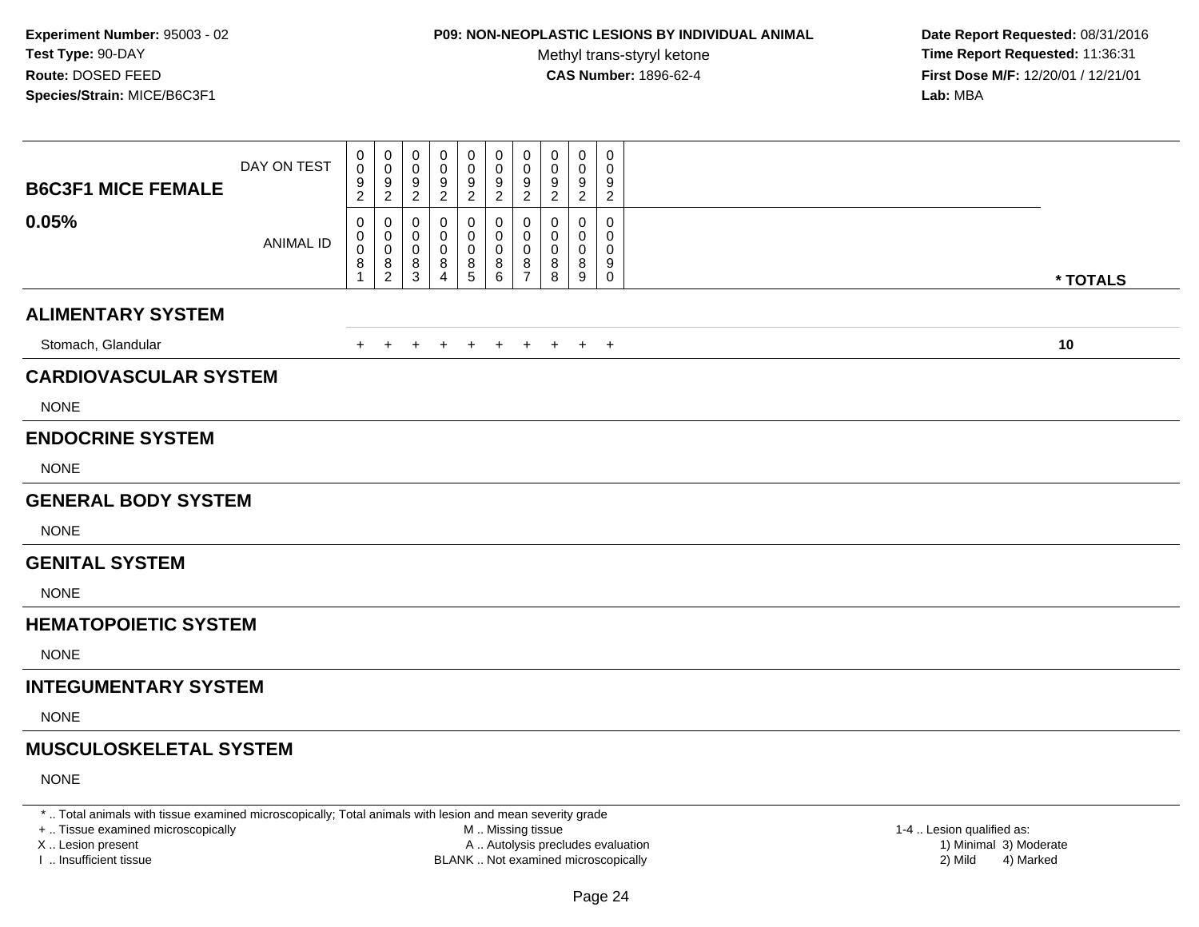**Experiment Number:** 95003 - 02
**Test Type:** 90-DAY
**Route:** DOSED FEED
**Species/Strain:** MICE/B6C3F1

**P09: NON-NEOPLASTIC LESIONS BY INDIVIDUAL ANIMAL**
Methyl trans-styryl ketone
**CAS Number:** 1896-62-4

**Date Report Requested:** 08/31/2016
**Time Report Requested:** 11:36:31
**First Dose M/F:** 12/20/01 / 12/21/01
**Lab:** MBA

| **B6C3F1 MICE FEMALE** DAY ON TEST | 0092 | 0092 | 0092 | 0092 | 0092 | 0092 | 0092 | 0092 | 0092 | 0092 | |
|---|---|---|---|---|---|---|---|---|---|---|---|
| **0.05%** ANIMAL ID | 00081 | 00082 | 00083 | 00084 | 00085 | 00086 | 00087 | 00088 | 00089 | 00090 | *** TOTALS** |
| **ALIMENTARY SYSTEM** | | | | | | | | | | | |
| Stomach, Glandular | + | + | + | + | + | + | + | + | + | + | **10** |
| **CARDIOVASCULAR SYSTEM** | | | | | | | | | | | |
| NONE | | | | | | | | | | | |
| **ENDOCRINE SYSTEM** | | | | | | | | | | | |
| NONE | | | | | | | | | | | |
| **GENERAL BODY SYSTEM** | | | | | | | | | | | |
| NONE | | | | | | | | | | | |
| **GENITAL SYSTEM** | | | | | | | | | | | |
| NONE | | | | | | | | | | | |
| **HEMATOPOIETIC SYSTEM** | | | | | | | | | | | |
| NONE | | | | | | | | | | | |
| **INTEGUMENTARY SYSTEM** | | | | | | | | | | | |
| NONE | | | | | | | | | | | |
| **MUSCULOSKELETAL SYSTEM** | | | | | | | | | | | |
| NONE | | | | | | | | | | | |

* .. Total animals with tissue examined microscopically; Total animals with lesion and mean severity grade
+ .. Tissue examined microscopically
X .. Lesion present
I .. Insufficient tissue

M .. Missing tissue
A .. Autolysis precludes evaluation
BLANK .. Not examined microscopically

1-4 .. Lesion qualified as:
1) Minimal 3) Moderate
2) Mild 4) Marked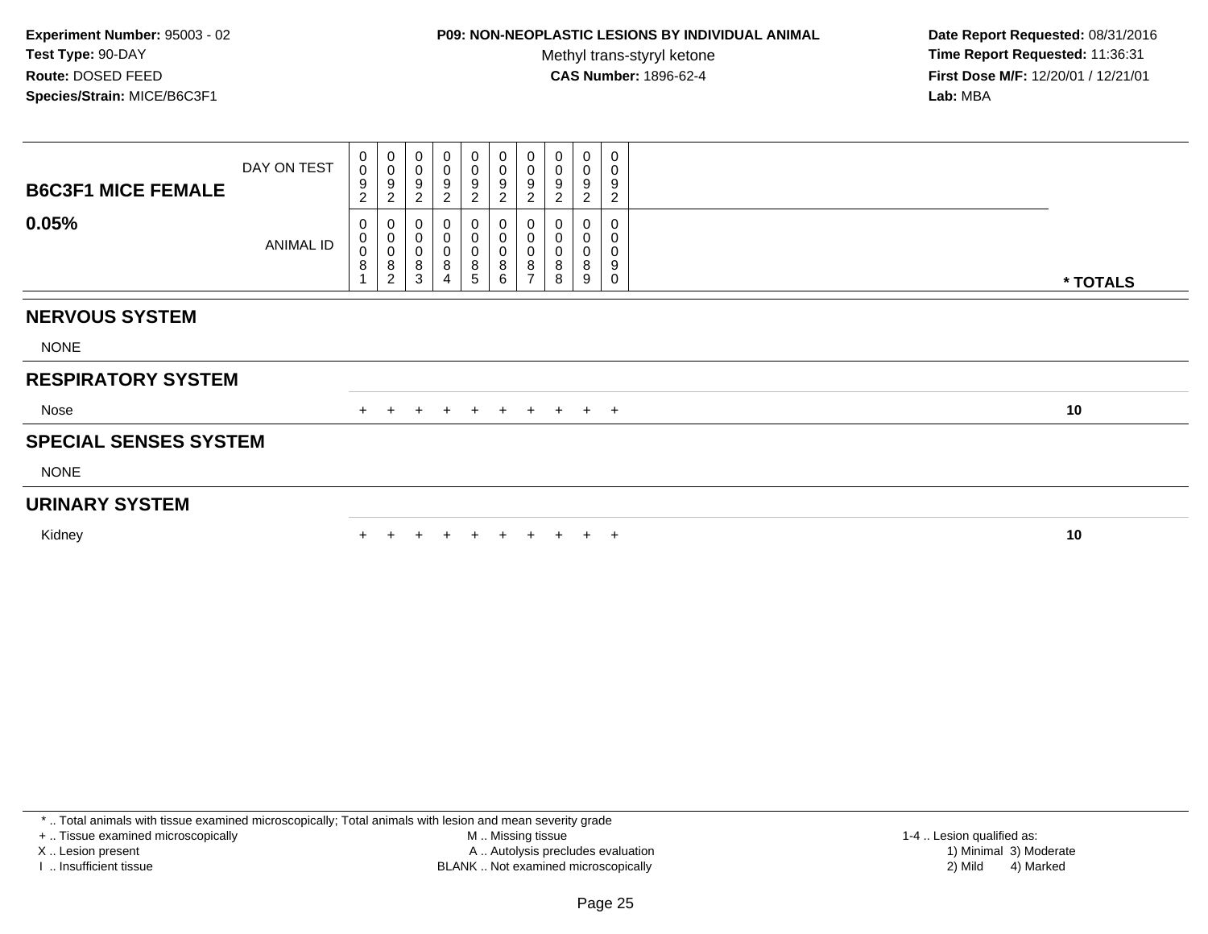**Experiment Number:** 95003 - 02
**Test Type:** 90-DAY
**Route:** DOSED FEED
**Species/Strain:** MICE/B6C3F1

**P09: NON-NEOPLASTIC LESIONS BY INDIVIDUAL ANIMAL**
Methyl trans-styryl ketone
**CAS Number:** 1896-62-4

**Date Report Requested:** 08/31/2016
**Time Report Requested:** 11:36:31
**First Dose M/F:** 12/20/01 / 12/21/01
**Lab:** MBA

| **B6C3F1 MICE FEMALE** | | | | | | | | | | | |
|---|---|---|---|---|---|---|---|---|---|---|---|
| DAY ON TEST | 0092 | 0092 | 0092 | 0092 | 0092 | 0092 | 0092 | 0092 | 0092 | 0092 | |
| **0.05%** ANIMAL ID | 00081 | 00082 | 00083 | 00084 | 00085 | 00086 | 00087 | 00088 | 00089 | 00090 | *** TOTALS** |
| **NERVOUS SYSTEM** | | | | | | | | | | | |
| NONE | | | | | | | | | | | |
| **RESPIRATORY SYSTEM** | | | | | | | | | | | |
| Nose | + | + | + | + | + | + | + | + | + | + | **10** |
| **SPECIAL SENSES SYSTEM** | | | | | | | | | | | |
| NONE | | | | | | | | | | | |
| **URINARY SYSTEM** | | | | | | | | | | | |
| Kidney | + | + | + | + | + | + | + | + | + | + | **10** |

* .. Total animals with tissue examined microscopically; Total animals with lesion and mean severity grade
+ .. Tissue examined microscopically
X .. Lesion present
I .. Insufficient tissue
M .. Missing tissue
A .. Autolysis precludes evaluation
BLANK .. Not examined microscopically
1-4 .. Lesion qualified as:
1) Minimal 3) Moderate
2) Mild 4) Marked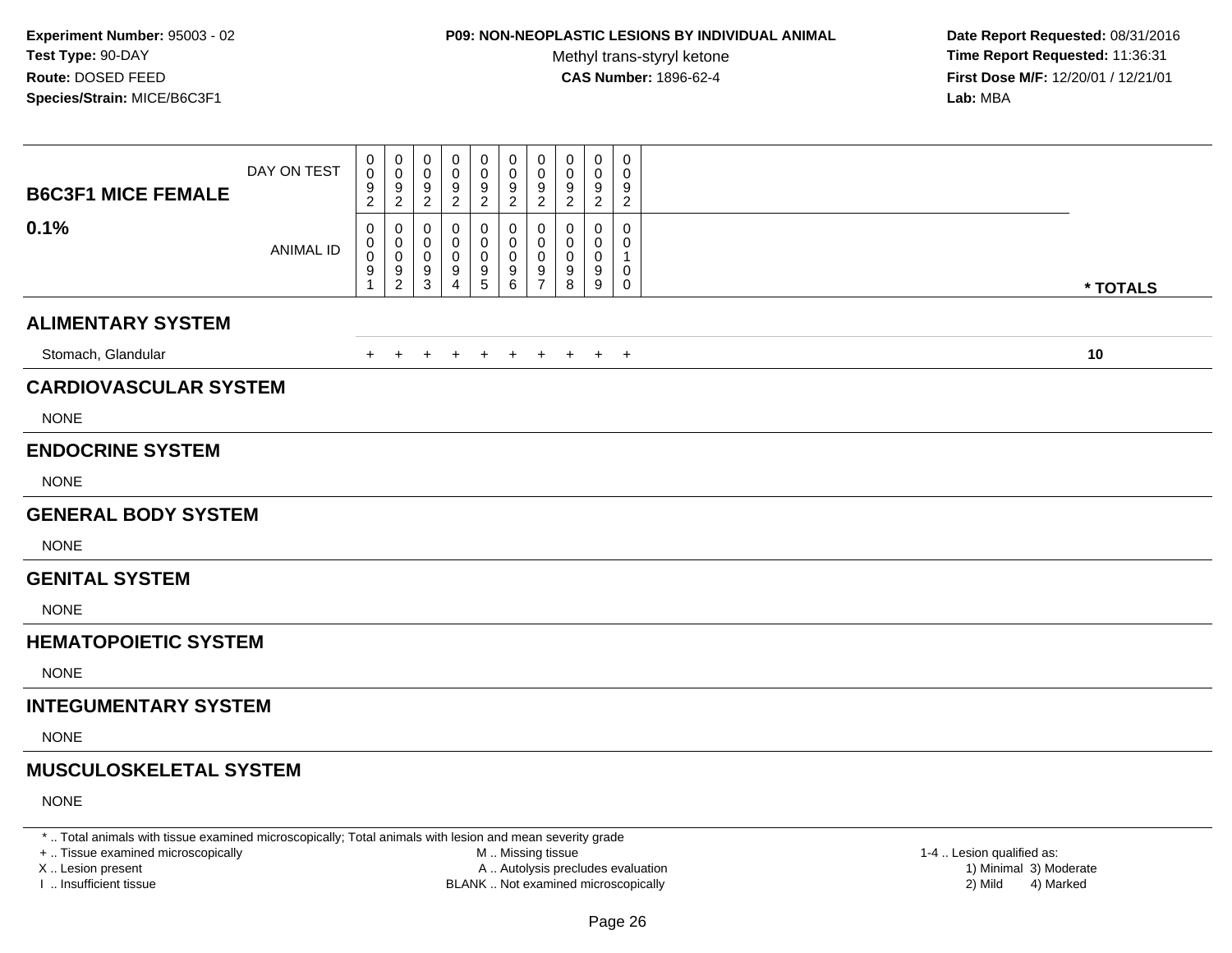**Experiment Number:** 95003 - 02
**Test Type:** 90-DAY
**Route:** DOSED FEED
**Species/Strain:** MICE/B6C3F1

**P09: NON-NEOPLASTIC LESIONS BY INDIVIDUAL ANIMAL**
Methyl trans-styryl ketone
**CAS Number:** 1896-62-4

**Date Report Requested:** 08/31/2016
**Time Report Requested:** 11:36:31
**First Dose M/F:** 12/20/01 / 12/21/01
**Lab:** MBA

| B6C3F1 MICE FEMALE 0.1% | | | | | | | | | | | |
|---|---|---|---|---|---|---|---|---|---|---|---|
| DAY ON TEST | 0092 | 0092 | 0092 | 0092 | 0092 | 0092 | 0092 | 0092 | 0092 | 0092 | |
| ANIMAL ID | 00091 | 00092 | 00093 | 00094 | 00095 | 00096 | 00097 | 00098 | 00099 | 00100 | * TOTALS |
| **ALIMENTARY SYSTEM** | | | | | | | | | | | |
| Stomach, Glandular | + | + | + | + | + | + | + | + | + | + | 10 |
| **CARDIOVASCULAR SYSTEM** | | | | | | | | | | | |
| NONE | | | | | | | | | | | |
| **ENDOCRINE SYSTEM** | | | | | | | | | | | |
| NONE | | | | | | | | | | | |
| **GENERAL BODY SYSTEM** | | | | | | | | | | | |
| NONE | | | | | | | | | | | |
| **GENITAL SYSTEM** | | | | | | | | | | | |
| NONE | | | | | | | | | | | |
| **HEMATOPOIETIC SYSTEM** | | | | | | | | | | | |
| NONE | | | | | | | | | | | |
| **INTEGUMENTARY SYSTEM** | | | | | | | | | | | |
| NONE | | | | | | | | | | | |
| **MUSCULOSKELETAL SYSTEM** | | | | | | | | | | | |
| NONE | | | | | | | | | | | |

* .. Total animals with tissue examined microscopically; Total animals with lesion and mean severity grade
+ .. Tissue examined microscopically
X .. Lesion present
I .. Insufficient tissue
M .. Missing tissue
A .. Autolysis precludes evaluation
BLANK .. Not examined microscopically
1-4 .. Lesion qualified as:
1) Minimal 3) Moderate
2) Mild 4) Marked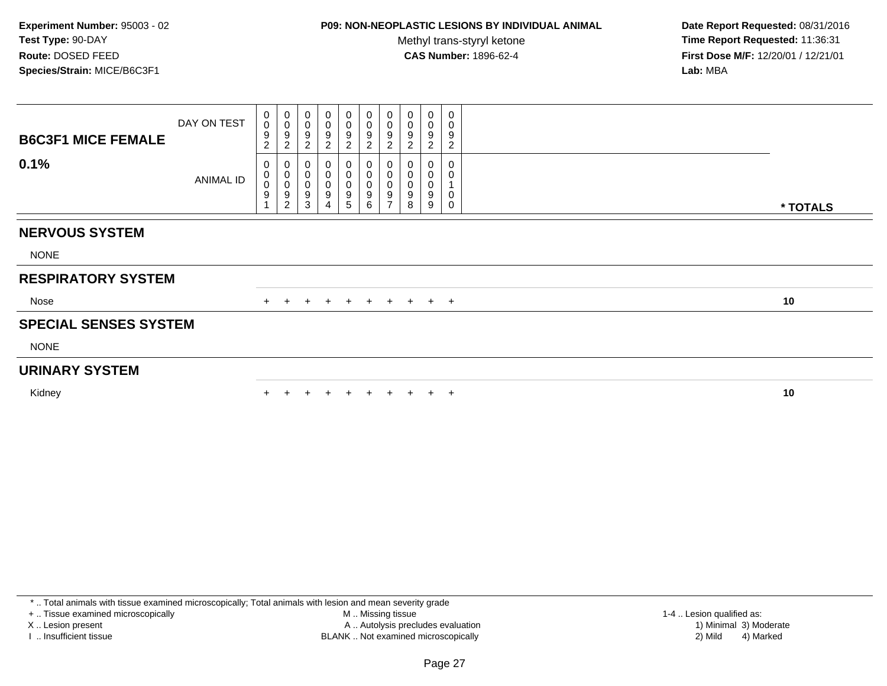**Experiment Number:** 95003 - 02
**Test Type:** 90-DAY
**Route:** DOSED FEED
**Species/Strain:** MICE/B6C3F1

**P09: NON-NEOPLASTIC LESIONS BY INDIVIDUAL ANIMAL**
Methyl trans-styryl ketone
**CAS Number:** 1896-62-4

**Date Report Requested:** 08/31/2016
**Time Report Requested:** 11:36:31
**First Dose M/F:** 12/20/01 / 12/21/01
**Lab:** MBA

| B6C3F1 MICE FEMALE 0.1% | DAY ON TEST | 0092 | 0092 | 0092 | 0092 | 0092 | 0092 | 0092 | 0092 | 0092 | 0092 | |
|---|---|---|---|---|---|---|---|---|---|---|---|---|
| | ANIMAL ID | 00091 | 00092 | 00093 | 00094 | 00095 | 00096 | 00097 | 00098 | 00099 | 00100 | * TOTALS |
| **NERVOUS SYSTEM** | | | | | | | | | | | | |
| NONE | | | | | | | | | | | | |
| **RESPIRATORY SYSTEM** | | | | | | | | | | | | |
| Nose | | + | + | + | + | + | + | + | + | + | + | 10 |
| **SPECIAL SENSES SYSTEM** | | | | | | | | | | | | |
| NONE | | | | | | | | | | | | |
| **URINARY SYSTEM** | | | | | | | | | | | | |
| Kidney | | + | + | + | + | + | + | + | + | + | + | 10 |

* .. Total animals with tissue examined microscopically; Total animals with lesion and mean severity grade
+ .. Tissue examined microscopically
X .. Lesion present
I .. Insufficient tissue
M .. Missing tissue
A .. Autolysis precludes evaluation
BLANK .. Not examined microscopically
1-4 .. Lesion qualified as:
1) Minimal 3) Moderate
2) Mild 4) Marked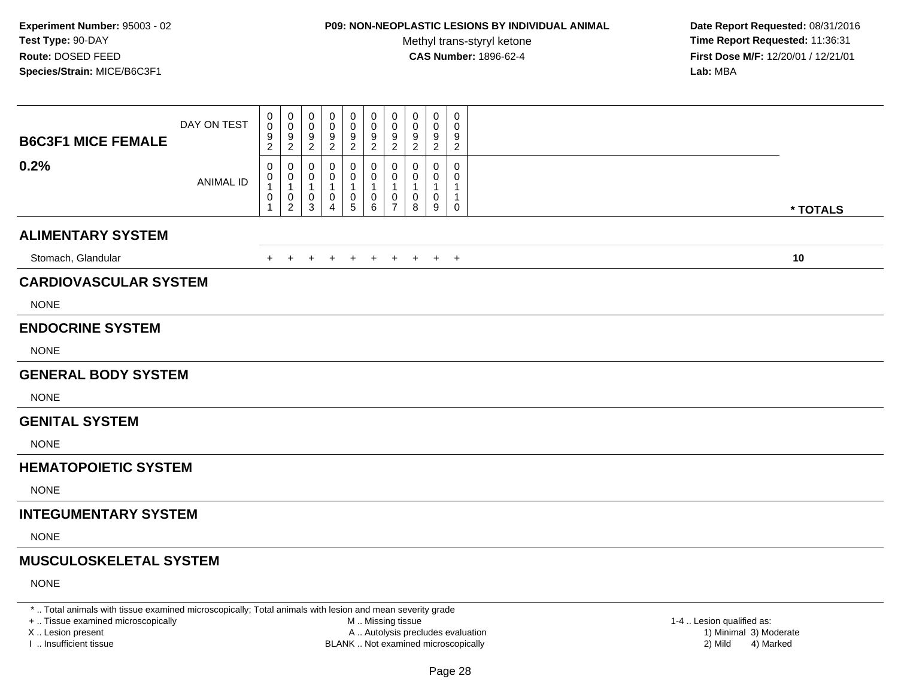**Experiment Number:** 95003 - 02
**Test Type:** 90-DAY
**Route:** DOSED FEED
**Species/Strain:** MICE/B6C3F1

**P09: NON-NEOPLASTIC LESIONS BY INDIVIDUAL ANIMAL**
Methyl trans-styryl ketone
**CAS Number:** 1896-62-4

**Date Report Requested:** 08/31/2016
**Time Report Requested:** 11:36:31
**First Dose M/F:** 12/20/01 / 12/21/01
**Lab:** MBA

| B6C3F1 MICE FEMALE 0.2% | | | | | | | | | | | |
|---|---|---|---|---|---|---|---|---|---|---|---|
| DAY ON TEST | 0092 | 0092 | 0092 | 0092 | 0092 | 0092 | 0092 | 0092 | 0092 | 0092 | |
| ANIMAL ID | 00101 | 00102 | 00103 | 00104 | 00105 | 00106 | 00107 | 00108 | 00109 | 00110 | * TOTALS |
| **ALIMENTARY SYSTEM** | | | | | | | | | | | |
| Stomach, Glandular | + | + | + | + | + | + | + | + | + | + | 10 |
| **CARDIOVASCULAR SYSTEM** | | | | | | | | | | | |
| NONE | | | | | | | | | | | |
| **ENDOCRINE SYSTEM** | | | | | | | | | | | |
| NONE | | | | | | | | | | | |
| **GENERAL BODY SYSTEM** | | | | | | | | | | | |
| NONE | | | | | | | | | | | |
| **GENITAL SYSTEM** | | | | | | | | | | | |
| NONE | | | | | | | | | | | |
| **HEMATOPOIETIC SYSTEM** | | | | | | | | | | | |
| NONE | | | | | | | | | | | |
| **INTEGUMENTARY SYSTEM** | | | | | | | | | | | |
| NONE | | | | | | | | | | | |
| **MUSCULOSKELETAL SYSTEM** | | | | | | | | | | | |
| NONE | | | | | | | | | | | |

* .. Total animals with tissue examined microscopically; Total animals with lesion and mean severity grade
+ .. Tissue examined microscopically
X .. Lesion present
I .. Insufficient tissue

M .. Missing tissue
A .. Autolysis precludes evaluation
BLANK .. Not examined microscopically

1-4 .. Lesion qualified as:
1) Minimal 3) Moderate
2) Mild 4) Marked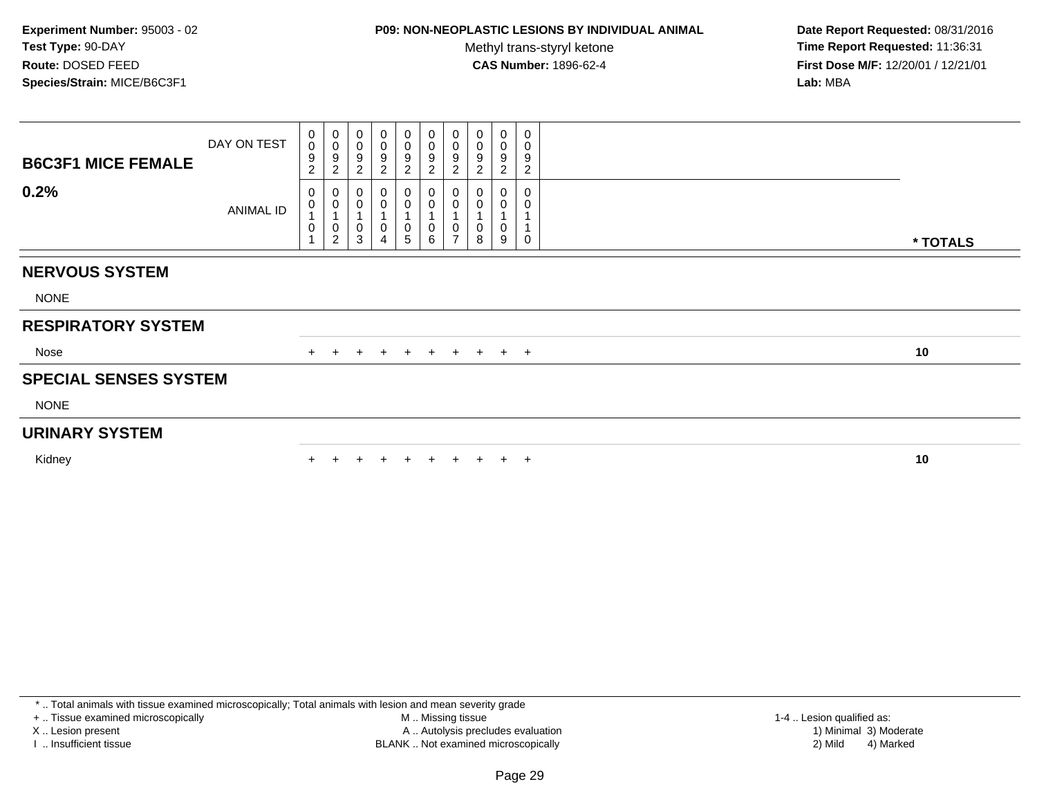**Experiment Number:** 95003 - 02
**Test Type:** 90-DAY
**Route:** DOSED FEED
**Species/Strain:** MICE/B6C3F1

**P09: NON-NEOPLASTIC LESIONS BY INDIVIDUAL ANIMAL**
Methyl trans-styryl ketone
**CAS Number:** 1896-62-4

**Date Report Requested:** 08/31/2016
**Time Report Requested:** 11:36:31
**First Dose M/F:** 12/20/01 / 12/21/01
**Lab:** MBA

| B6C3F1 MICE FEMALE 0.2% | | | | | | | | | | | |
|---|---|---|---|---|---|---|---|---|---|---|---|
| DAY ON TEST | 0092 | 0092 | 0092 | 0092 | 0092 | 0092 | 0092 | 0092 | 0092 | 0092 | |
| ANIMAL ID | 00101 | 00102 | 00103 | 00104 | 00105 | 00106 | 00107 | 00108 | 00109 | 00110 | * TOTALS |
| **NERVOUS SYSTEM** | | | | | | | | | | | |
| NONE | | | | | | | | | | | |
| **RESPIRATORY SYSTEM** | | | | | | | | | | | |
| Nose | + | + | + | + | + | + | + | + | + | + | 10 |
| **SPECIAL SENSES SYSTEM** | | | | | | | | | | | |
| NONE | | | | | | | | | | | |
| **URINARY SYSTEM** | | | | | | | | | | | |
| Kidney | + | + | + | + | + | + | + | + | + | + | 10 |

* .. Total animals with tissue examined microscopically; Total animals with lesion and mean severity grade
+ .. Tissue examined microscopically
X .. Lesion present
I .. Insufficient tissue
M .. Missing tissue
A .. Autolysis precludes evaluation
BLANK .. Not examined microscopically
1-4 .. Lesion qualified as:
1) Minimal 3) Moderate
2) Mild 4) Marked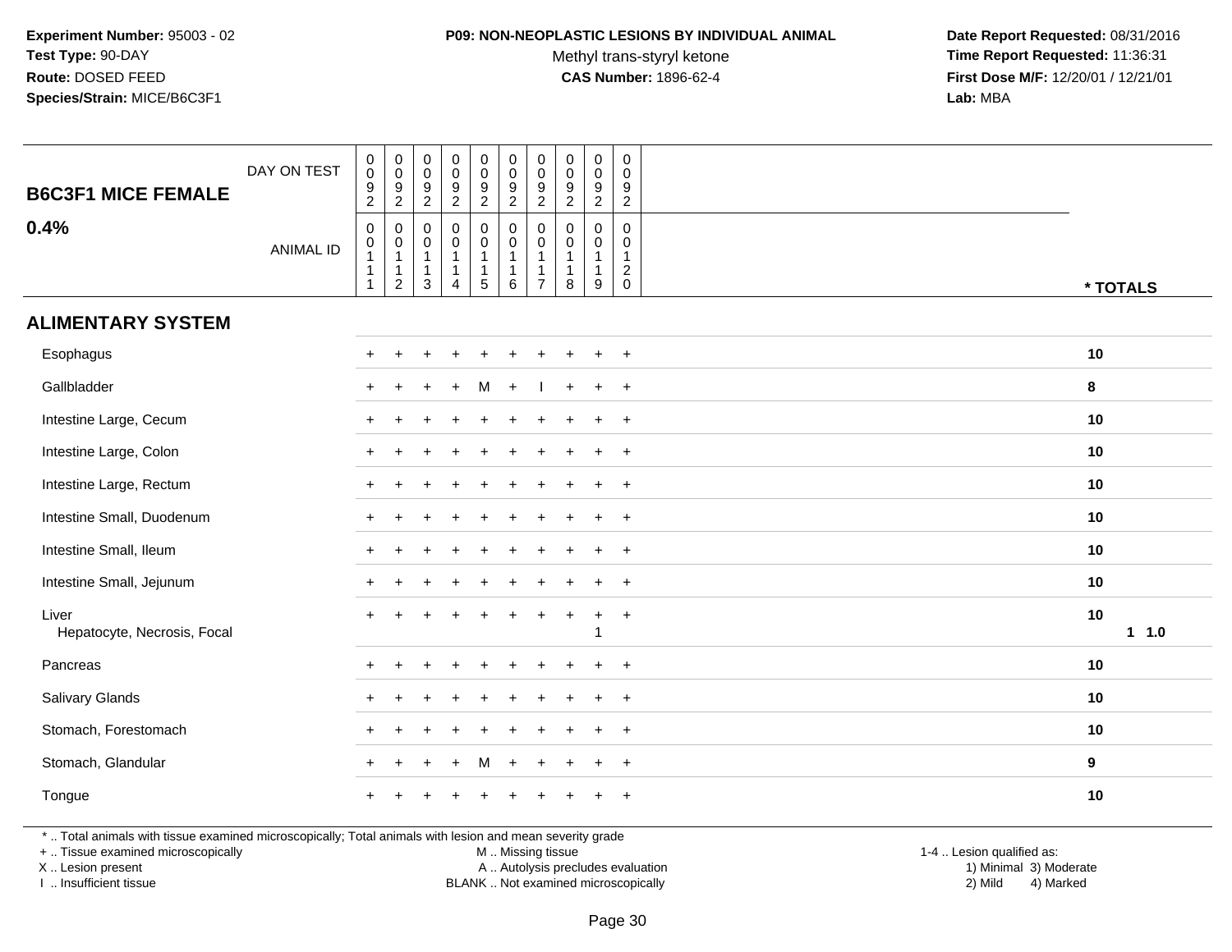**Experiment Number:** 95003 - 02
**Test Type:** 90-DAY
**Route:** DOSED FEED
**Species/Strain:** MICE/B6C3F1

**P09: NON-NEOPLASTIC LESIONS BY INDIVIDUAL ANIMAL**
Methyl trans-styryl ketone
**CAS Number:** 1896-62-4

**Date Report Requested:** 08/31/2016
**Time Report Requested:** 11:36:31
**First Dose M/F:** 12/20/01 / 12/21/01
**Lab:** MBA

## B6C3F1 MICE FEMALE 0.4%

| DAY ON TEST | 0092 | 0092 | 0092 | 0092 | 0092 | 0092 | 0092 | 0092 | 0092 | 0092 | |
|---|---|---|---|---|---|---|---|---|---|---|---|
| ANIMAL ID | 00111 | 00112 | 00113 | 00114 | 00115 | 00116 | 00117 | 00118 | 00119 | 00120 | * TOTALS |
| **ALIMENTARY SYSTEM** | | | | | | | | | | | |
| Esophagus | + | + | + | + | + | + | + | + | + | + | 10 |
| Gallbladder | + | + | + | + | M | + | I | + | + | + | 8 |
| Intestine Large, Cecum | + | + | + | + | + | + | + | + | + | + | 10 |
| Intestine Large, Colon | + | + | + | + | + | + | + | + | + | + | 10 |
| Intestine Large, Rectum | + | + | + | + | + | + | + | + | + | + | 10 |
| Intestine Small, Duodenum | + | + | + | + | + | + | + | + | + | + | 10 |
| Intestine Small, Ileum | + | + | + | + | + | + | + | + | + | + | 10 |
| Intestine Small, Jejunum | + | + | + | + | + | + | + | + | + | + | 10 |
| Liver | + | + | + | + | + | + | + | + | + | + | 10 |
| Hepatocyte, Necrosis, Focal | | | | | | | | | 1 | | 1 1.0 |
| Pancreas | + | + | + | + | + | + | + | + | + | + | 10 |
| Salivary Glands | + | + | + | + | + | + | + | + | + | + | 10 |
| Stomach, Forestomach | + | + | + | + | + | + | + | + | + | + | 10 |
| Stomach, Glandular | + | + | + | + | M | + | + | + | + | + | 9 |
| Tongue | + | + | + | + | + | + | + | + | + | + | 10 |

\* .. Total animals with tissue examined microscopically; Total animals with lesion and mean severity grade
\+ .. Tissue examined microscopically
X .. Lesion present
I .. Insufficient tissue
M .. Missing tissue
A .. Autolysis precludes evaluation
BLANK .. Not examined microscopically
1-4 .. Lesion qualified as: 1) Minimal 2) Mild 3) Moderate 4) Marked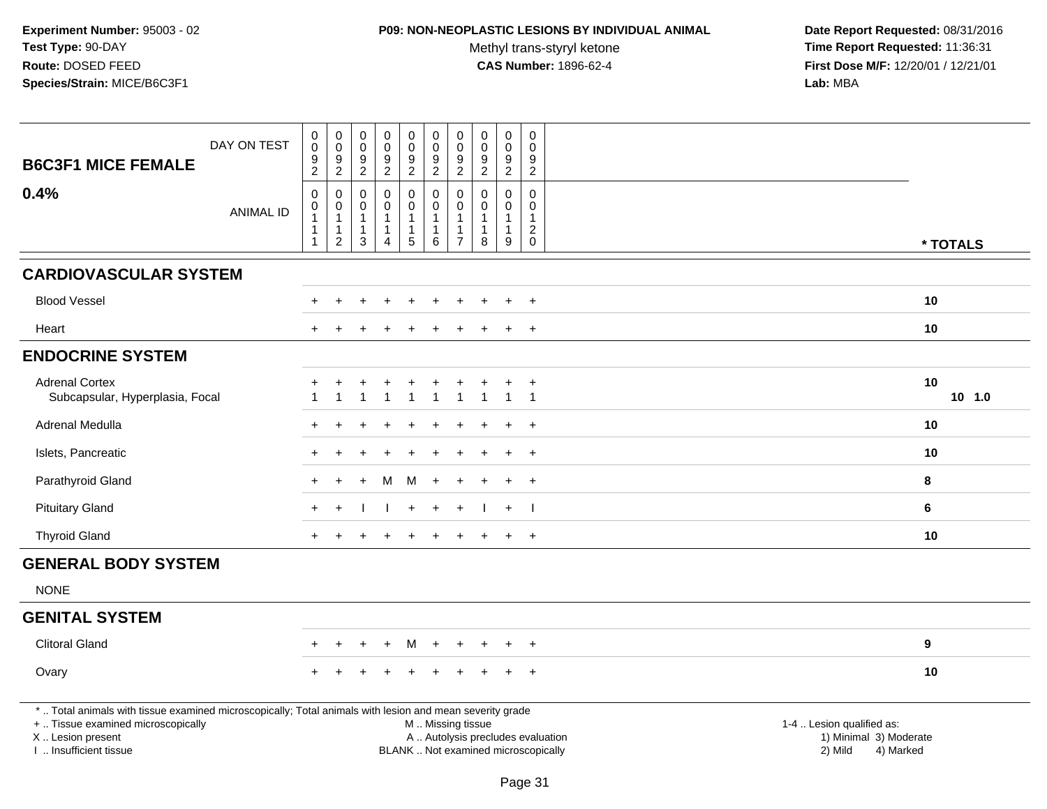**Experiment Number:** 95003 - 02
**Test Type:** 90-DAY
**Route:** DOSED FEED
**Species/Strain:** MICE/B6C3F1

**P09: NON-NEOPLASTIC LESIONS BY INDIVIDUAL ANIMAL**
Methyl trans-styryl ketone
**CAS Number:** 1896-62-4

**Date Report Requested:** 08/31/2016
**Time Report Requested:** 11:36:31
**First Dose M/F:** 12/20/01 / 12/21/01
**Lab:** MBA

| B6C3F1 MICE FEMALE 0.4% | | | | | | | | | | | |
|---|---|---|---|---|---|---|---|---|---|---|---|
| DAY ON TEST | 0092 | 0092 | 0092 | 0092 | 0092 | 0092 | 0092 | 0092 | 0092 | 0092 | |
| ANIMAL ID | 00111 | 00112 | 00113 | 00114 | 00115 | 00116 | 00117 | 00118 | 00119 | 00120 | * TOTALS |
| **CARDIOVASCULAR SYSTEM** | | | | | | | | | | | |
| Blood Vessel | + | + | + | + | + | + | + | + | + | + | 10 |
| Heart | + | + | + | + | + | + | + | + | + | + | 10 |
| **ENDOCRINE SYSTEM** | | | | | | | | | | | |
| Adrenal Cortex | + | + | + | + | + | + | + | + | + | + | 10 |
| Subcapsular, Hyperplasia, Focal | 1 | 1 | 1 | 1 | 1 | 1 | 1 | 1 | 1 | 1 | 10 1.0 |
| Adrenal Medulla | + | + | + | + | + | + | + | + | + | + | 10 |
| Islets, Pancreatic | + | + | + | + | + | + | + | + | + | + | 10 |
| Parathyroid Gland | + | + | + | M | M | + | + | + | + | + | 8 |
| Pituitary Gland | + | + | I | I | + | + | + | I | + | I | 6 |
| Thyroid Gland | + | + | + | + | + | + | + | + | + | + | 10 |
| **GENERAL BODY SYSTEM** | | | | | | | | | | | |
| NONE | | | | | | | | | | | |
| **GENITAL SYSTEM** | | | | | | | | | | | |
| Clitoral Gland | + | + | + | + | M | + | + | + | + | + | 9 |
| Ovary | + | + | + | + | + | + | + | + | + | + | 10 |

\* .. Total animals with tissue examined microscopically; Total animals with lesion and mean severity grade
\+ .. Tissue examined microscopically
X .. Lesion present
I .. Insufficient tissue
M .. Missing tissue
A .. Autolysis precludes evaluation
BLANK .. Not examined microscopically
1-4 .. Lesion qualified as: 1) Minimal 2) Mild 3) Moderate 4) Marked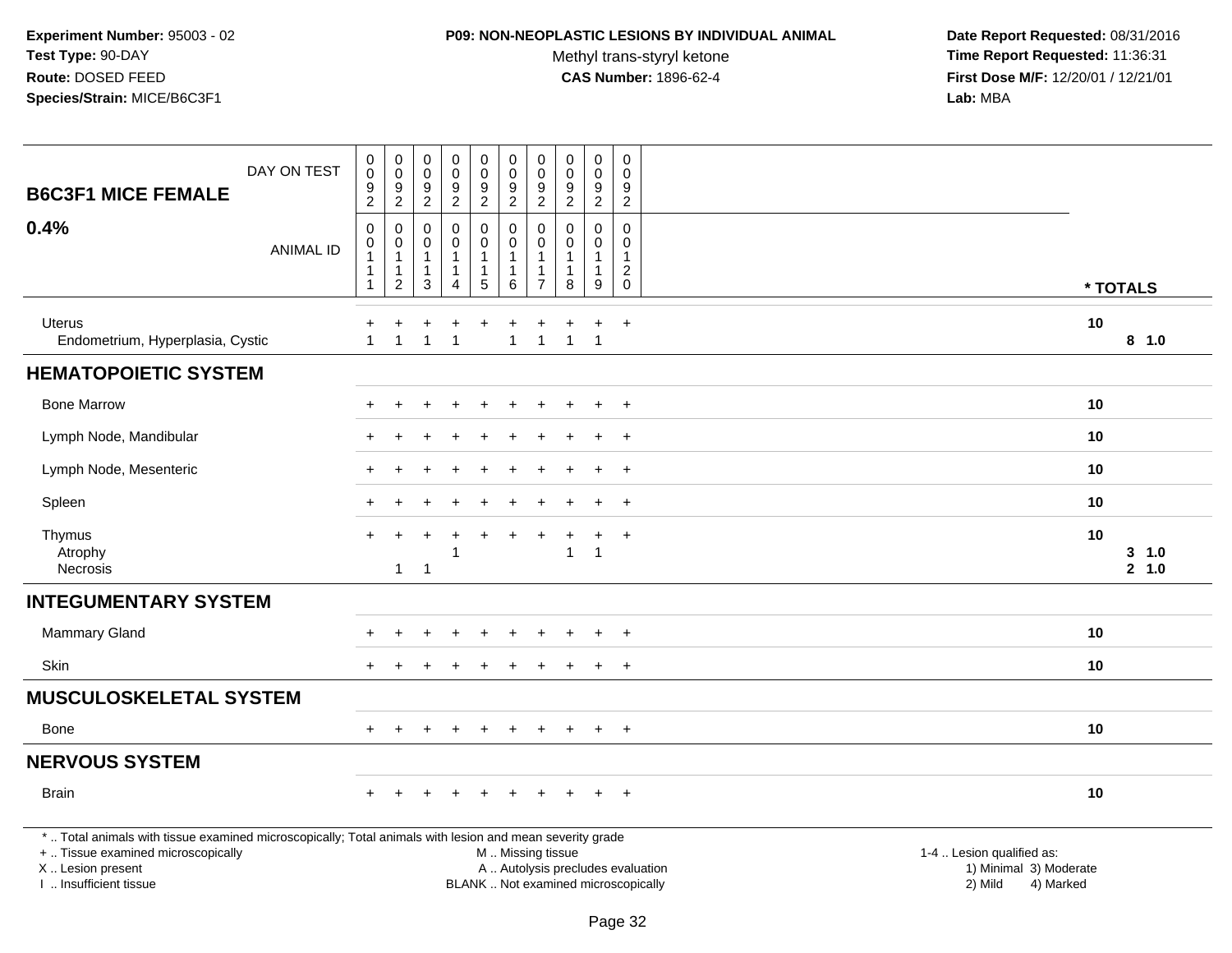**Experiment Number:** 95003 - 02
**Test Type:** 90-DAY
**Route:** DOSED FEED
**Species/Strain:** MICE/B6C3F1

**P09: NON-NEOPLASTIC LESIONS BY INDIVIDUAL ANIMAL**
Methyl trans-styryl ketone
**CAS Number:** 1896-62-4

**Date Report Requested:** 08/31/2016
**Time Report Requested:** 11:36:31
**First Dose M/F:** 12/20/01 / 12/21/01
**Lab:** MBA

| B6C3F1 MICE FEMALE 0.4% | | | | | | | | | | | |
|---|---|---|---|---|---|---|---|---|---|---|---|
| DAY ON TEST | 0092 | 0092 | 0092 | 0092 | 0092 | 0092 | 0092 | 0092 | 0092 | 0092 | |
| ANIMAL ID | 00111 | 00112 | 00113 | 00114 | 00115 | 00116 | 00117 | 00118 | 00119 | 00120 | * TOTALS |
| Uterus | + | + | + | + | + | + | + | + | + | + | 10 |
| Endometrium, Hyperplasia, Cystic | 1 | 1 | 1 | 1 | | 1 | 1 | 1 | 1 | | 8 1.0 |
| **HEMATOPOIETIC SYSTEM** | | | | | | | | | | | |
| Bone Marrow | + | + | + | + | + | + | + | + | + | + | 10 |
| Lymph Node, Mandibular | + | + | + | + | + | + | + | + | + | + | 10 |
| Lymph Node, Mesenteric | + | + | + | + | + | + | + | + | + | + | 10 |
| Spleen | + | + | + | + | + | + | + | + | + | + | 10 |
| Thymus | + | + | + | + | + | + | + | + | + | + | 10 |
| Atrophy | | | | 1 | | | | 1 | 1 | | 3 1.0 |
| Necrosis | | 1 | 1 | | | | | | | | 2 1.0 |
| **INTEGUMENTARY SYSTEM** | | | | | | | | | | | |
| Mammary Gland | + | + | + | + | + | + | + | + | + | + | 10 |
| Skin | + | + | + | + | + | + | + | + | + | + | 10 |
| **MUSCULOSKELETAL SYSTEM** | | | | | | | | | | | |
| Bone | + | + | + | + | + | + | + | + | + | + | 10 |
| **NERVOUS SYSTEM** | | | | | | | | | | | |
| Brain | + | + | + | + | + | + | + | + | + | + | 10 |

\* .. Total animals with tissue examined microscopically; Total animals with lesion and mean severity grade
\+ .. Tissue examined microscopically
X .. Lesion present
I .. Insufficient tissue
M .. Missing tissue
A .. Autolysis precludes evaluation
BLANK .. Not examined microscopically
1-4 .. Lesion qualified as: 1) Minimal 2) Mild 3) Moderate 4) Marked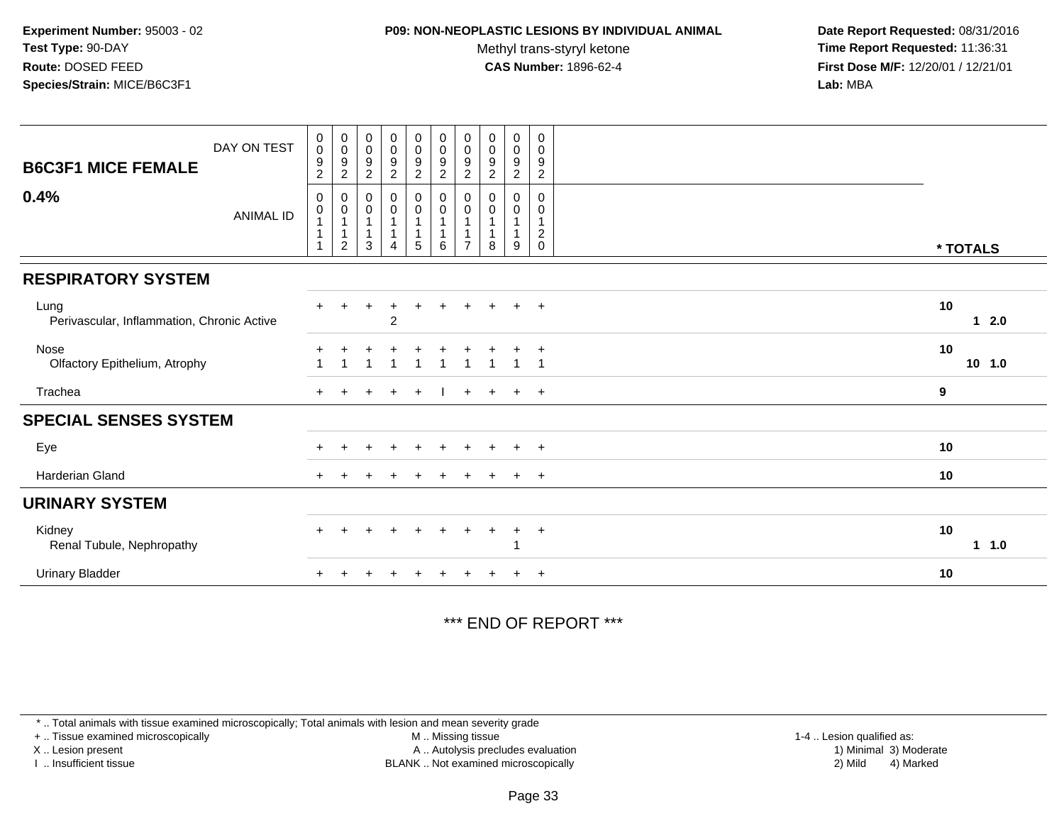**Experiment Number:** 95003 - 02
**Test Type:** 90-DAY
**Route:** DOSED FEED
**Species/Strain:** MICE/B6C3F1

**P09: NON-NEOPLASTIC LESIONS BY INDIVIDUAL ANIMAL**
Methyl trans-styryl ketone
**CAS Number:** 1896-62-4

**Date Report Requested:** 08/31/2016
**Time Report Requested:** 11:36:31
**First Dose M/F:** 12/20/01 / 12/21/01
**Lab:** MBA

| B6C3F1 MICE FEMALE 0.4% | | | | | | | | | | | |
|---|---|---|---|---|---|---|---|---|---|---|---|
| DAY ON TEST | 0092 | 0092 | 0092 | 0092 | 0092 | 0092 | 0092 | 0092 | 0092 | 0092 | |
| ANIMAL ID | 00111 | 00112 | 00113 | 00114 | 00115 | 00116 | 00117 | 00118 | 00119 | 00120 | * TOTALS |
| **RESPIRATORY SYSTEM** | | | | | | | | | | | |
| Lung | + | + | + | + | + | + | + | + | + | + | 10 |
| Perivascular, Inflammation, Chronic Active | | | | 2 | | | | | | | 1 2.0 |
| Nose | + | + | + | + | + | + | + | + | + | + | 10 |
| Olfactory Epithelium, Atrophy | 1 | 1 | 1 | 1 | 1 | 1 | 1 | 1 | 1 | 1 | 10 1.0 |
| Trachea | + | + | + | + | + | I | + | + | + | + | 9 |
| **SPECIAL SENSES SYSTEM** | | | | | | | | | | | |
| Eye | + | + | + | + | + | + | + | + | + | + | 10 |
| Harderian Gland | + | + | + | + | + | + | + | + | + | + | 10 |
| **URINARY SYSTEM** | | | | | | | | | | | |
| Kidney | + | + | + | + | + | + | + | + | + | + | 10 |
| Renal Tubule, Nephropathy | | | | | | | | | 1 | | 1 1.0 |
| Urinary Bladder | + | + | + | + | + | + | + | + | + | + | 10 |

*** END OF REPORT ***

* .. Total animals with tissue examined microscopically; Total animals with lesion and mean severity grade
+ .. Tissue examined microscopically
X .. Lesion present
I .. Insufficient tissue
M .. Missing tissue
A .. Autolysis precludes evaluation
BLANK .. Not examined microscopically
1-4 .. Lesion qualified as:
1) Minimal 3) Moderate
2) Mild 4) Marked